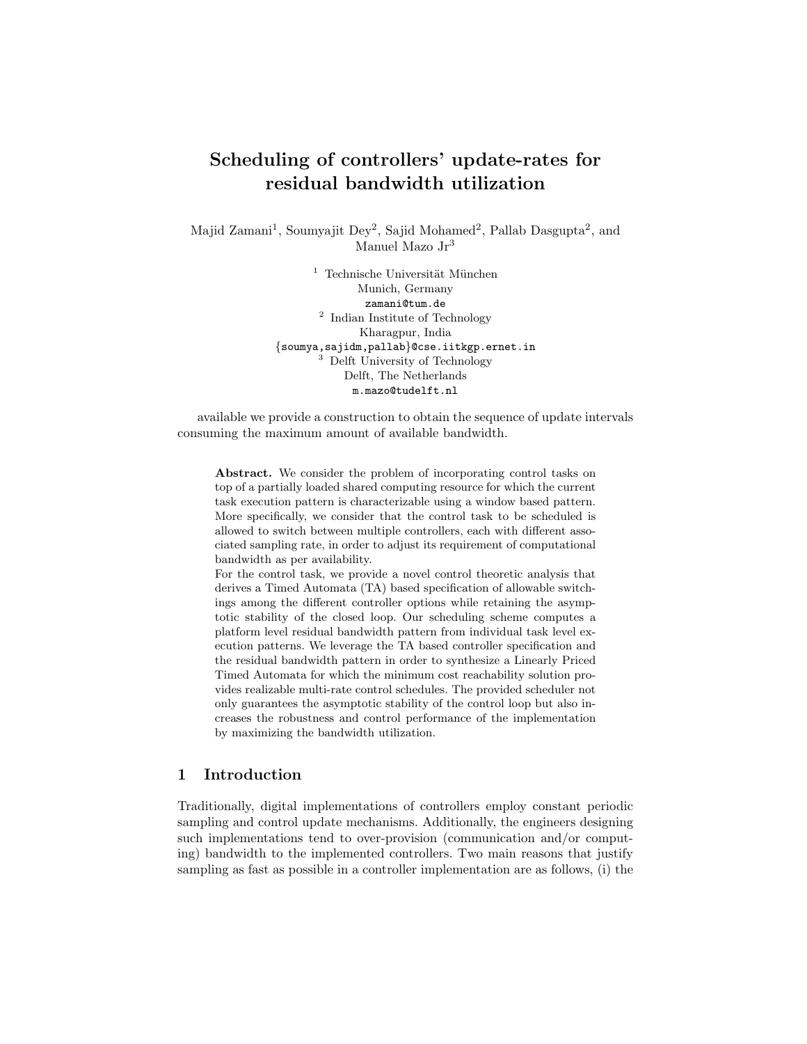# Scheduling of controllers' update-rates for residual bandwidth utilization

Majid Zamani[1], Soumyajit Dey[2], Sajid Mohamed[2], Pallab Dasgupta[2], and Manuel Mazo Jr[3]

[1] Technische Universität München
Munich, Germany
zamani@tum.de

[2] Indian Institute of Technology
Kharagpur, India
{soumya,sajidm,pallab}@cse.iitkgp.ernet.in

[3] Delft University of Technology
Delft, The Netherlands
m.mazo@tudelft.nl

available we provide a construction to obtain the sequence of update intervals consuming the maximum amount of available bandwidth.

**Abstract.** We consider the problem of incorporating control tasks on top of a partially loaded shared computing resource for which the current task execution pattern is characterizable using a window based pattern. More specifically, we consider that the control task to be scheduled is allowed to switch between multiple controllers, each with different associated sampling rate, in order to adjust its requirement of computational bandwidth as per availability.

For the control task, we provide a novel control theoretic analysis that derives a Timed Automata (TA) based specification of allowable switchings among the different controller options while retaining the asymptotic stability of the closed loop. Our scheduling scheme computes a platform level residual bandwidth pattern from individual task level execution patterns. We leverage the TA based controller specification and the residual bandwidth pattern in order to synthesize a Linearly Priced Timed Automata for which the minimum cost reachability solution provides realizable multi-rate control schedules. The provided scheduler not only guarantees the asymptotic stability of the control loop but also increases the robustness and control performance of the implementation by maximizing the bandwidth utilization.

## 1 Introduction

Traditionally, digital implementations of controllers employ constant periodic sampling and control update mechanisms. Additionally, the engineers designing such implementations tend to over-provision (communication and/or computing) bandwidth to the implemented controllers. Two main reasons that justify sampling as fast as possible in a controller implementation are as follows, (i) the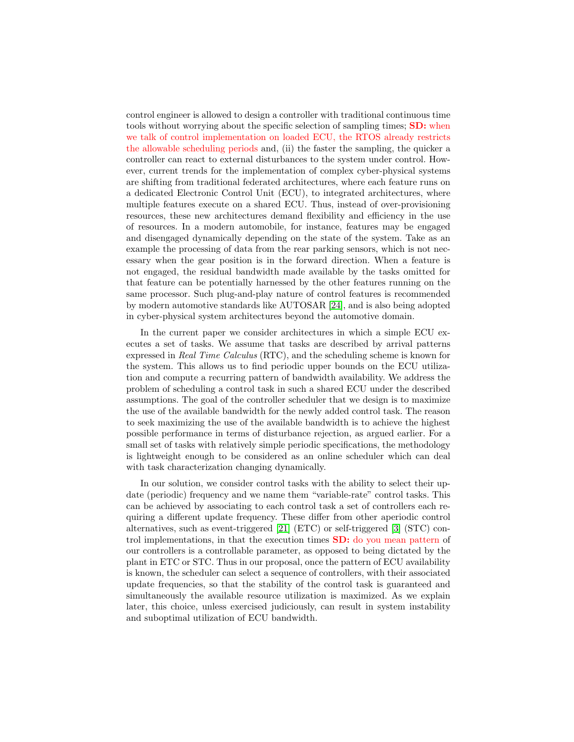control engineer is allowed to design a controller with traditional continuous time tools without worrying about the specific selection of sampling times; **SD:** when we talk of control implementation on loaded ECU, the RTOS already restricts the allowable scheduling periods and, (ii) the faster the sampling, the quicker a controller can react to external disturbances to the system under control. However, current trends for the implementation of complex cyber-physical systems are shifting from traditional federated architectures, where each feature runs on a dedicated Electronic Control Unit (ECU), to integrated architectures, where multiple features execute on a shared ECU. Thus, instead of over-provisioning resources, these new architectures demand flexibility and efficiency in the use of resources. In a modern automobile, for instance, features may be engaged and disengaged dynamically depending on the state of the system. Take as an example the processing of data from the rear parking sensors, which is not necessary when the gear position is in the forward direction. When a feature is not engaged, the residual bandwidth made available by the tasks omitted for that feature can be potentially harnessed by the other features running on the same processor. Such plug-and-play nature of control features is recommended by modern automotive standards like AUTOSAR [24], and is also being adopted in cyber-physical system architectures beyond the automotive domain.

In the current paper we consider architectures in which a simple ECU executes a set of tasks. We assume that tasks are described by arrival patterns expressed in *Real Time Calculus* (RTC), and the scheduling scheme is known for the system. This allows us to find periodic upper bounds on the ECU utilization and compute a recurring pattern of bandwidth availability. We address the problem of scheduling a control task in such a shared ECU under the described assumptions. The goal of the controller scheduler that we design is to maximize the use of the available bandwidth for the newly added control task. The reason to seek maximizing the use of the available bandwidth is to achieve the highest possible performance in terms of disturbance rejection, as argued earlier. For a small set of tasks with relatively simple periodic specifications, the methodology is lightweight enough to be considered as an online scheduler which can deal with task characterization changing dynamically.

In our solution, we consider control tasks with the ability to select their update (periodic) frequency and we name them "variable-rate" control tasks. This can be achieved by associating to each control task a set of controllers each requiring a different update frequency. These differ from other aperiodic control alternatives, such as event-triggered [21] (ETC) or self-triggered [3] (STC) control implementations, in that the execution times **SD:** do you mean pattern of our controllers is a controllable parameter, as opposed to being dictated by the plant in ETC or STC. Thus in our proposal, once the pattern of ECU availability is known, the scheduler can select a sequence of controllers, with their associated update frequencies, so that the stability of the control task is guaranteed and simultaneously the available resource utilization is maximized. As we explain later, this choice, unless exercised judiciously, can result in system instability and suboptimal utilization of ECU bandwidth.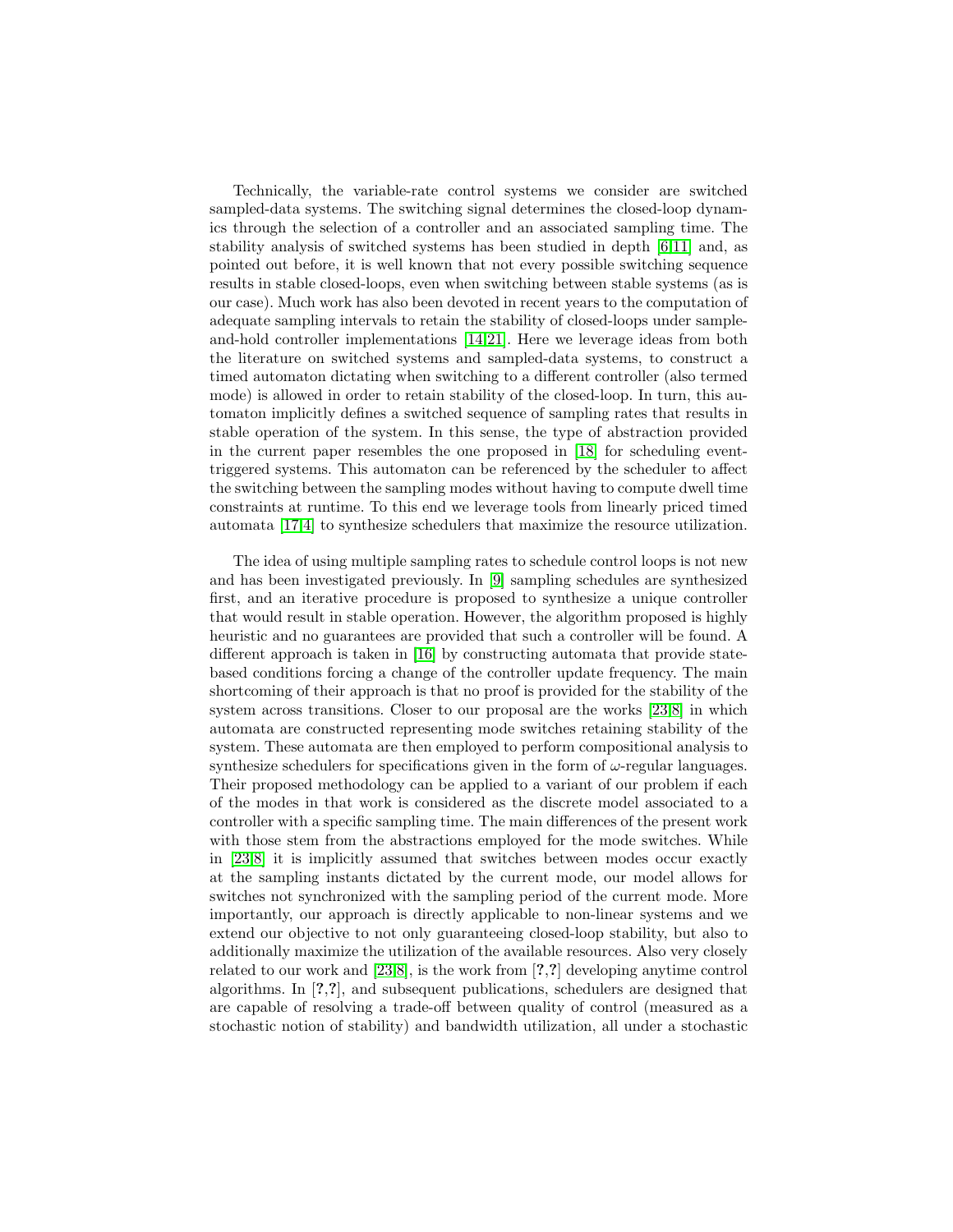Technically, the variable-rate control systems we consider are switched sampled-data systems. The switching signal determines the closed-loop dynamics through the selection of a controller and an associated sampling time. The stability analysis of switched systems has been studied in depth [6,11] and, as pointed out before, it is well known that not every possible switching sequence results in stable closed-loops, even when switching between stable systems (as is our case). Much work has also been devoted in recent years to the computation of adequate sampling intervals to retain the stability of closed-loops under sample-and-hold controller implementations [14,21]. Here we leverage ideas from both the literature on switched systems and sampled-data systems, to construct a timed automaton dictating when switching to a different controller (also termed mode) is allowed in order to retain stability of the closed-loop. In turn, this automaton implicitly defines a switched sequence of sampling rates that results in stable operation of the system. In this sense, the type of abstraction provided in the current paper resembles the one proposed in [18] for scheduling event-triggered systems. This automaton can be referenced by the scheduler to affect the switching between the sampling modes without having to compute dwell time constraints at runtime. To this end we leverage tools from linearly priced timed automata [17,4] to synthesize schedulers that maximize the resource utilization.

The idea of using multiple sampling rates to schedule control loops is not new and has been investigated previously. In [9] sampling schedules are synthesized first, and an iterative procedure is proposed to synthesize a unique controller that would result in stable operation. However, the algorithm proposed is highly heuristic and no guarantees are provided that such a controller will be found. A different approach is taken in [16] by constructing automata that provide state-based conditions forcing a change of the controller update frequency. The main shortcoming of their approach is that no proof is provided for the stability of the system across transitions. Closer to our proposal are the works [23,8] in which automata are constructed representing mode switches retaining stability of the system. These automata are then employed to perform compositional analysis to synthesize schedulers for specifications given in the form of $\omega$-regular languages. Their proposed methodology can be applied to a variant of our problem if each of the modes in that work is considered as the discrete model associated to a controller with a specific sampling time. The main differences of the present work with those stem from the abstractions employed for the mode switches. While in [23,8] it is implicitly assumed that switches between modes occur exactly at the sampling instants dictated by the current mode, our model allows for switches not synchronized with the sampling period of the current mode. More importantly, our approach is directly applicable to non-linear systems and we extend our objective to not only guaranteeing closed-loop stability, but also to additionally maximize the utilization of the available resources. Also very closely related to our work and [23,8], is the work from [**?**,**?**] developing anytime control algorithms. In [**?**,**?**], and subsequent publications, schedulers are designed that are capable of resolving a trade-off between quality of control (measured as a stochastic notion of stability) and bandwidth utilization, all under a stochastic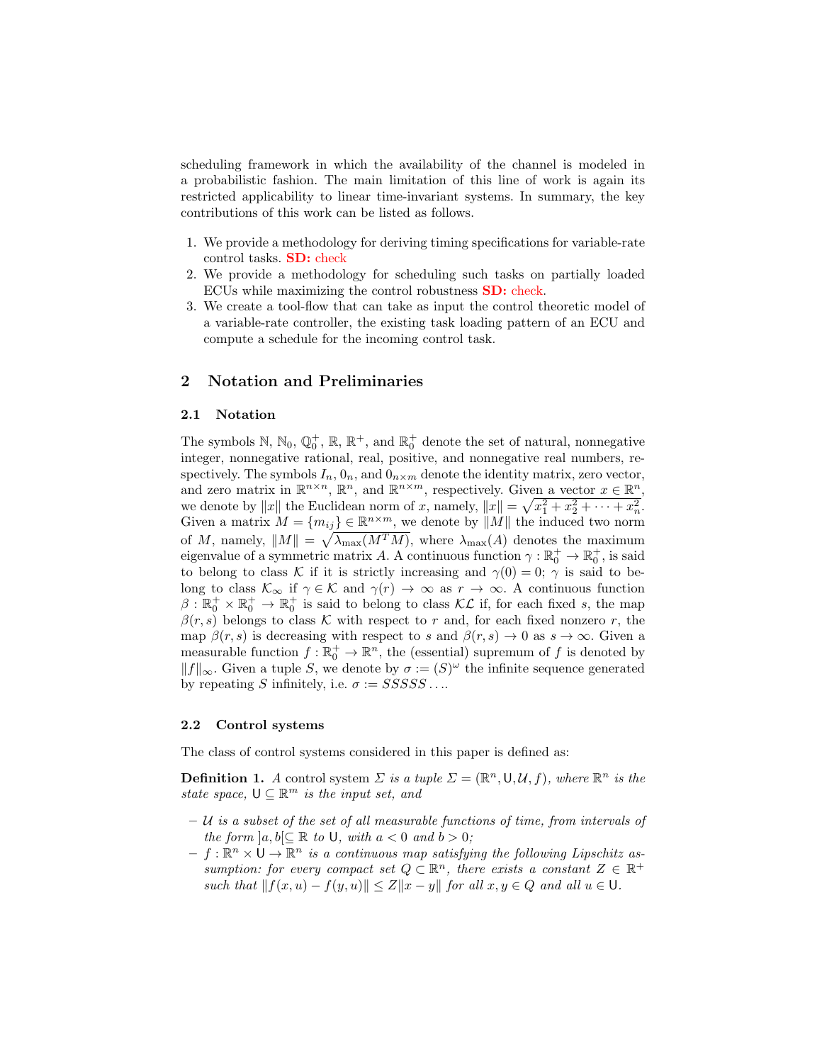scheduling framework in which the availability of the channel is modeled in a probabilistic fashion. The main limitation of this line of work is again its restricted applicability to linear time-invariant systems. In summary, the key contributions of this work can be listed as follows.

1. We provide a methodology for deriving timing specifications for variable-rate control tasks. **SD:** check
2. We provide a methodology for scheduling such tasks on partially loaded ECUs while maximizing the control robustness **SD:** check.
3. We create a tool-flow that can take as input the control theoretic model of a variable-rate controller, the existing task loading pattern of an ECU and compute a schedule for the incoming control task.

## 2 Notation and Preliminaries

### 2.1 Notation

The symbols $\mathbb{N}$, $\mathbb{N}_0$, $\mathbb{Q}_0^+$, $\mathbb{R}$, $\mathbb{R}^+$, and $\mathbb{R}_0^+$ denote the set of natural, nonnegative integer, nonnegative rational, real, positive, and nonnegative real numbers, respectively. The symbols $I_n$, $0_n$, and $0_{n\times m}$ denote the identity matrix, zero vector, and zero matrix in $\mathbb{R}^{n\times n}$, $\mathbb{R}^n$, and $\mathbb{R}^{n\times m}$, respectively. Given a vector $x \in \mathbb{R}^n$, we denote by $\|x\|$ the Euclidean norm of $x$, namely, $\|x\| = \sqrt{x_1^2 + x_2^2 + \cdots + x_n^2}$. Given a matrix $M = \{m_{ij}\} \in \mathbb{R}^{n\times m}$, we denote by $\|M\|$ the induced two norm of $M$, namely, $\|M\| = \sqrt{\lambda_{\max}(M^T M)}$, where $\lambda_{\max}(A)$ denotes the maximum eigenvalue of a symmetric matrix $A$. A continuous function $\gamma : \mathbb{R}_0^+ \to \mathbb{R}_0^+$, is said to belong to class $\mathcal{K}$ if it is strictly increasing and $\gamma(0) = 0$; $\gamma$ is said to belong to class $\mathcal{K}_\infty$ if $\gamma \in \mathcal{K}$ and $\gamma(r) \to \infty$ as $r \to \infty$. A continuous function $\beta : \mathbb{R}_0^+ \times \mathbb{R}_0^+ \to \mathbb{R}_0^+$ is said to belong to class $\mathcal{KL}$ if, for each fixed $s$, the map $\beta(r, s)$ belongs to class $\mathcal{K}$ with respect to $r$ and, for each fixed nonzero $r$, the map $\beta(r, s)$ is decreasing with respect to $s$ and $\beta(r, s) \to 0$ as $s \to \infty$. Given a measurable function $f : \mathbb{R}_0^+ \to \mathbb{R}^n$, the (essential) supremum of $f$ is denoted by $\|f\|_\infty$. Given a tuple $S$, we denote by $\sigma := (S)^\omega$ the infinite sequence generated by repeating $S$ infinitely, i.e. $\sigma := SSSSS\ldots$.

### 2.2 Control systems

The class of control systems considered in this paper is defined as:

**Definition 1.** *A* control system $\Sigma$ *is a tuple* $\Sigma = (\mathbb{R}^n, \mathsf{U}, \mathcal{U}, f)$*, where* $\mathbb{R}^n$ *is the state space,* $\mathsf{U} \subseteq \mathbb{R}^m$ *is the input set, and*

- $\mathcal{U}$ *is a subset of the set of all measurable functions of time, from intervals of the form* $]a, b[\subseteq \mathbb{R}$ *to* $\mathsf{U}$*, with* $a < 0$ *and* $b > 0$*;*
- $f : \mathbb{R}^n \times \mathsf{U} \to \mathbb{R}^n$ *is a continuous map satisfying the following Lipschitz assumption: for every compact set* $Q \subset \mathbb{R}^n$*, there exists a constant* $Z \in \mathbb{R}^+$ *such that* $\|f(x, u) - f(y, u)\| \leq Z\|x - y\|$ *for all* $x, y \in Q$ *and all* $u \in \mathsf{U}$*.*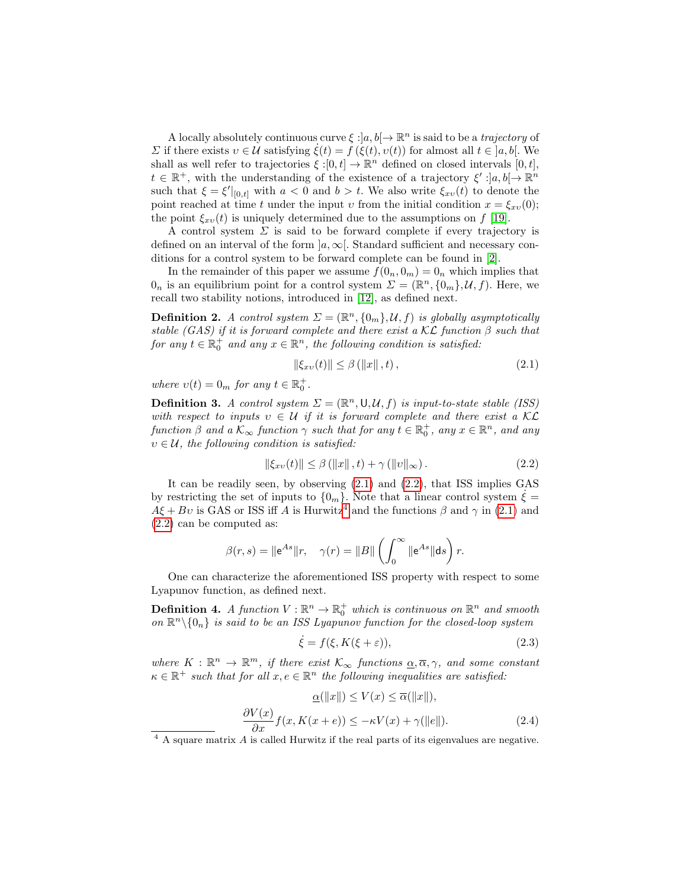A locally absolutely continuous curve $\xi : ]a, b[ \to \mathbb{R}^n$ is said to be a *trajectory* of $\Sigma$ if there exists $\upsilon \in \mathcal{U}$ satisfying $\dot{\xi}(t) = f(\xi(t), \upsilon(t))$ for almost all $t \in ]a, b[$. We shall as well refer to trajectories $\xi : [0, t] \to \mathbb{R}^n$ defined on closed intervals $[0, t]$, $t \in \mathbb{R}^+$, with the understanding of the existence of a trajectory $\xi' : ]a, b[ \to \mathbb{R}^n$ such that $\xi = \xi'|_{[0,t]}$ with $a < 0$ and $b > t$. We also write $\xi_{x\upsilon}(t)$ to denote the point reached at time $t$ under the input $\upsilon$ from the initial condition $x = \xi_{x\upsilon}(0)$; the point $\xi_{x\upsilon}(t)$ is uniquely determined due to the assumptions on $f$ [19].

A control system $\Sigma$ is said to be forward complete if every trajectory is defined on an interval of the form $]a, \infty[$. Standard sufficient and necessary conditions for a control system to be forward complete can be found in [2].

In the remainder of this paper we assume $f(0_n, 0_m) = 0_n$ which implies that $0_n$ is an equilibrium point for a control system $\Sigma = (\mathbb{R}^n, \{0_m\}, \mathcal{U}, f)$. Here, we recall two stability notions, introduced in [12], as defined next.

**Definition 2.** *A control system $\Sigma = (\mathbb{R}^n, \{0_m\}, \mathcal{U}, f)$ is globally asymptotically stable (GAS) if it is forward complete and there exist a $\mathcal{KL}$ function $\beta$ such that for any $t \in \mathbb{R}_0^+$ and any $x \in \mathbb{R}^n$, the following condition is satisfied:*

$$\|\xi_{x\upsilon}(t)\| \leq \beta(\|x\|, t), \tag{2.1}$$

*where $\upsilon(t) = 0_m$ for any $t \in \mathbb{R}_0^+$.*

**Definition 3.** *A control system $\Sigma = (\mathbb{R}^n, \mathsf{U}, \mathcal{U}, f)$ is input-to-state stable (ISS) with respect to inputs $\upsilon \in \mathcal{U}$ if it is forward complete and there exist a $\mathcal{KL}$ function $\beta$ and a $\mathcal{K}_\infty$ function $\gamma$ such that for any $t \in \mathbb{R}_0^+$, any $x \in \mathbb{R}^n$, and any $\upsilon \in \mathcal{U}$, the following condition is satisfied:*

$$\|\xi_{x\upsilon}(t)\| \leq \beta(\|x\|, t) + \gamma(\|\upsilon\|_\infty). \tag{2.2}$$

It can be readily seen, by observing (2.1) and (2.2), that ISS implies GAS by restricting the set of inputs to $\{0_m\}$. Note that a linear control system $\dot{\xi} = A\xi + B\upsilon$ is GAS or ISS iff $A$ is Hurwitz[4] and the functions $\beta$ and $\gamma$ in (2.1) and (2.2) can be computed as:

$$\beta(r, s) = \|\mathsf{e}^{As}\| r, \quad \gamma(r) = \|B\| \left( \int_0^\infty \|\mathsf{e}^{As}\| \mathsf{d}s \right) r.$$

One can characterize the aforementioned ISS property with respect to some Lyapunov function, as defined next.

**Definition 4.** *A function $V : \mathbb{R}^n \to \mathbb{R}_0^+$ which is continuous on $\mathbb{R}^n$ and smooth on $\mathbb{R}^n \backslash \{0_n\}$ is said to be an ISS Lyapunov function for the closed-loop system*

$$\dot{\xi} = f(\xi, K(\xi + \varepsilon)), \tag{2.3}$$

*where $K : \mathbb{R}^n \to \mathbb{R}^m$, if there exist $\mathcal{K}_\infty$ functions $\underline{\alpha}, \overline{\alpha}, \gamma$, and some constant $\kappa \in \mathbb{R}^+$ such that for all $x, e \in \mathbb{R}^n$ the following inequalities are satisfied:*

$$\underline{\alpha}(\|x\|) \leq V(x) \leq \overline{\alpha}(\|x\|),$$
$$\frac{\partial V(x)}{\partial x} f(x, K(x + e)) \leq -\kappa V(x) + \gamma(\|e\|). \tag{2.4}$$

[4] A square matrix $A$ is called Hurwitz if the real parts of its eigenvalues are negative.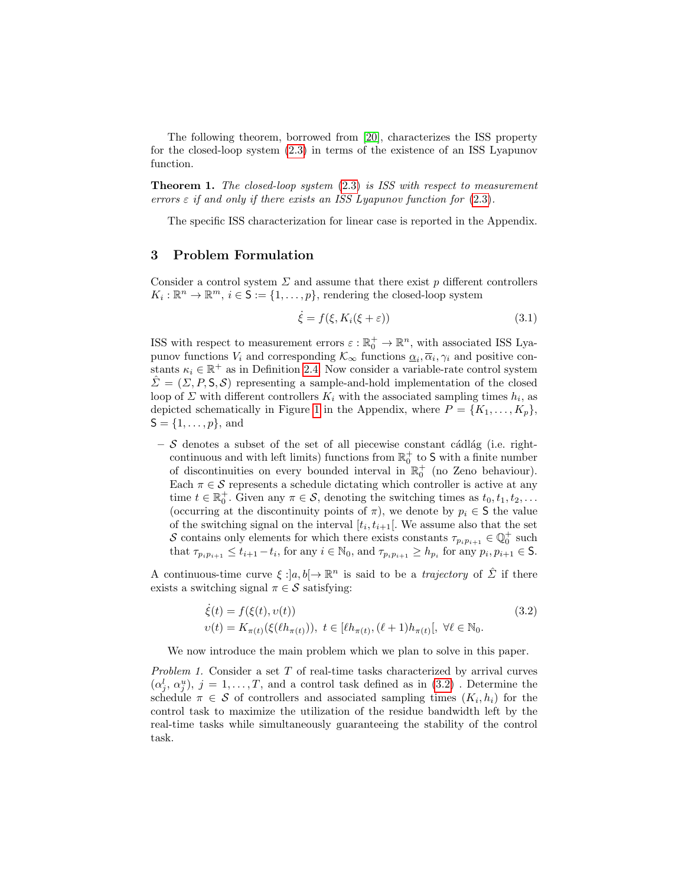The following theorem, borrowed from [20], characterizes the ISS property for the closed-loop system (2.3) in terms of the existence of an ISS Lyapunov function.

**Theorem 1.** *The closed-loop system* (2.3) *is ISS with respect to measurement errors* $\varepsilon$ *if and only if there exists an ISS Lyapunov function for* (2.3).

The specific ISS characterization for linear case is reported in the Appendix.

## 3 Problem Formulation

Consider a control system $\Sigma$ and assume that there exist $p$ different controllers $K_i : \mathbb{R}^n \to \mathbb{R}^m$, $i \in \mathsf{S} := \{1, \ldots, p\}$, rendering the closed-loop system

$$\dot{\xi} = f(\xi, K_i(\xi + \varepsilon)) \tag{3.1}$$

ISS with respect to measurement errors $\varepsilon : \mathbb{R}_0^+ \to \mathbb{R}^n$, with associated ISS Lyapunov functions $V_i$ and corresponding $\mathcal{K}_\infty$ functions $\underline{\alpha}_i, \overline{\alpha}_i, \gamma_i$ and positive constants $\kappa_i \in \mathbb{R}^+$ as in Definition 2.4. Now consider a variable-rate control system $\hat{\Sigma} = (\Sigma, P, \mathsf{S}, \mathcal{S})$ representing a sample-and-hold implementation of the closed loop of $\Sigma$ with different controllers $K_i$ with the associated sampling times $h_i$, as depicted schematically in Figure 1 in the Appendix, where $P = \{K_1, \ldots, K_p\}$, $\mathsf{S} = \{1, \ldots, p\}$, and

- $\mathcal{S}$ denotes a subset of the set of all piecewise constant càdlàg (i.e. right-continuous and with left limits) functions from $\mathbb{R}_0^+$ to $\mathsf{S}$ with a finite number of discontinuities on every bounded interval in $\mathbb{R}_0^+$ (no Zeno behaviour). Each $\pi \in \mathcal{S}$ represents a schedule dictating which controller is active at any time $t \in \mathbb{R}_0^+$. Given any $\pi \in \mathcal{S}$, denoting the switching times as $t_0, t_1, t_2, \ldots$ (occurring at the discontinuity points of $\pi$), we denote by $p_i \in \mathsf{S}$ the value of the switching signal on the interval $[t_i, t_{i+1}[$. We assume also that the set $\mathcal{S}$ contains only elements for which there exists constants $\tau_{p_i p_{i+1}} \in \mathbb{Q}_0^+$ such that $\tau_{p_i p_{i+1}} \leq t_{i+1} - t_i$, for any $i \in \mathbb{N}_0$, and $\tau_{p_i p_{i+1}} \geq h_{p_i}$ for any $p_i, p_{i+1} \in \mathsf{S}$.

A continuous-time curve $\xi : ]a, b[ \to \mathbb{R}^n$ is said to be a *trajectory* of $\hat{\Sigma}$ if there exists a switching signal $\pi \in \mathcal{S}$ satisfying:

$$\begin{aligned} &\dot{\xi}(t) = f(\xi(t), \upsilon(t)) \\ &\upsilon(t) = K_{\pi(t)}(\xi(\ell h_{\pi(t)})), \; t \in [\ell h_{\pi(t)}, (\ell+1) h_{\pi(t)}[, \; \forall \ell \in \mathbb{N}_0. \end{aligned} \tag{3.2}$$

We now introduce the main problem which we plan to solve in this paper.

*Problem 1.* Consider a set $T$ of real-time tasks characterized by arrival curves $(\alpha_j^l, \alpha_j^u)$, $j = 1, \ldots, T$, and a control task defined as in (3.2) . Determine the schedule $\pi \in \mathcal{S}$ of controllers and associated sampling times $(K_i, h_i)$ for the control task to maximize the utilization of the residue bandwidth left by the real-time tasks while simultaneously guaranteeing the stability of the control task.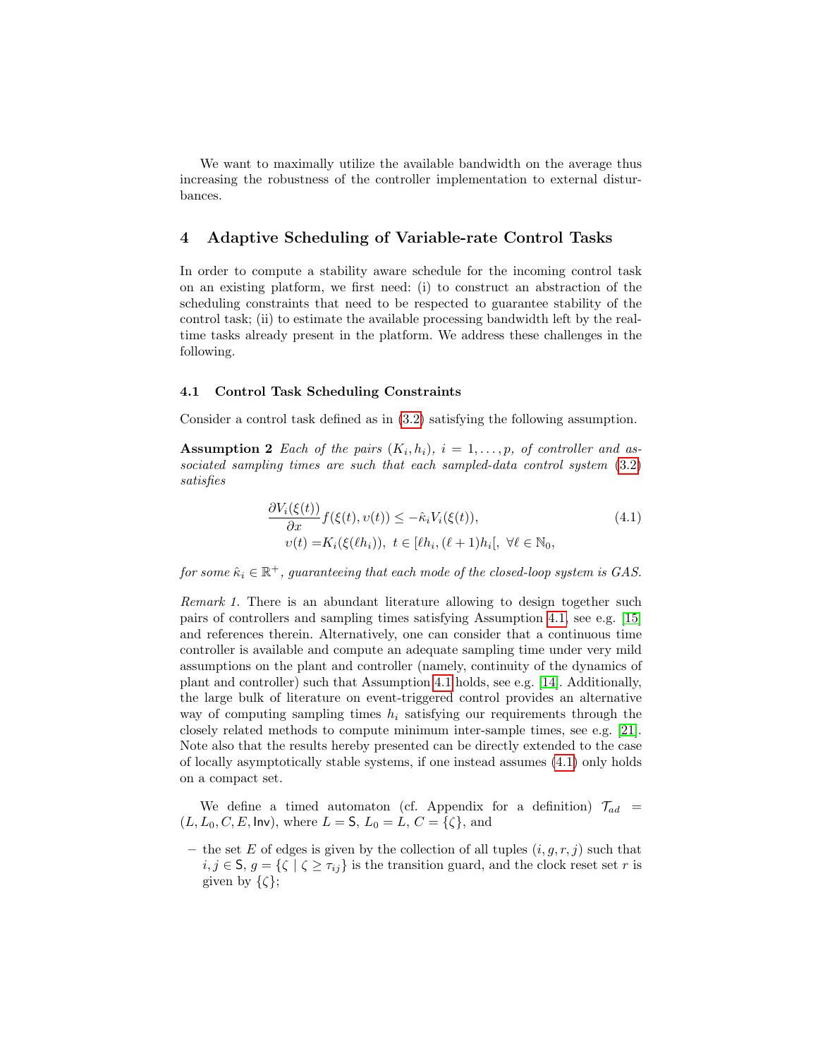We want to maximally utilize the available bandwidth on the average thus increasing the robustness of the controller implementation to external disturbances.

## 4 Adaptive Scheduling of Variable-rate Control Tasks

In order to compute a stability aware schedule for the incoming control task on an existing platform, we first need: (i) to construct an abstraction of the scheduling constraints that need to be respected to guarantee stability of the control task; (ii) to estimate the available processing bandwidth left by the real-time tasks already present in the platform. We address these challenges in the following.

### 4.1 Control Task Scheduling Constraints

Consider a control task defined as in (3.2) satisfying the following assumption.

**Assumption 2** *Each of the pairs $(K_i, h_i)$, $i = 1, \ldots, p$, of controller and associated sampling times are such that each sampled-data control system (3.2) satisfies*

$$
\begin{aligned}
\frac{\partial V_i(\xi(t))}{\partial x} f(\xi(t), \upsilon(t)) &\leq -\hat{\kappa}_i V_i(\xi(t)), \\
\upsilon(t) &= K_i(\xi(\ell h_i)),\ t \in [\ell h_i, (\ell+1)h_i[,\ \forall \ell \in \mathbb{N}_0,
\end{aligned}
\tag{4.1}
$$

*for some $\hat{\kappa}_i \in \mathbb{R}^+$, guaranteeing that each mode of the closed-loop system is GAS.*

*Remark 1.* There is an abundant literature allowing to design together such pairs of controllers and sampling times satisfying Assumption 4.1, see e.g. [15] and references therein. Alternatively, one can consider that a continuous time controller is available and compute an adequate sampling time under very mild assumptions on the plant and controller (namely, continuity of the dynamics of plant and controller) such that Assumption 4.1 holds, see e.g. [14]. Additionally, the large bulk of literature on event-triggered control provides an alternative way of computing sampling times $h_i$ satisfying our requirements through the closely related methods to compute minimum inter-sample times, see e.g. [21]. Note also that the results hereby presented can be directly extended to the case of locally asymptotically stable systems, if one instead assumes (4.1) only holds on a compact set.

We define a timed automaton (cf. Appendix for a definition) $\mathcal{T}_{ad} = (L, L_0, C, E, \mathsf{Inv})$, where $L = \mathsf{S}$, $L_0 = L$, $C = \{\zeta\}$, and

- the set $E$ of edges is given by the collection of all tuples $(i, g, r, j)$ such that $i, j \in \mathsf{S}$, $g = \{\zeta \mid \zeta \geq \tau_{ij}\}$ is the transition guard, and the clock reset set $r$ is given by $\{\zeta\}$;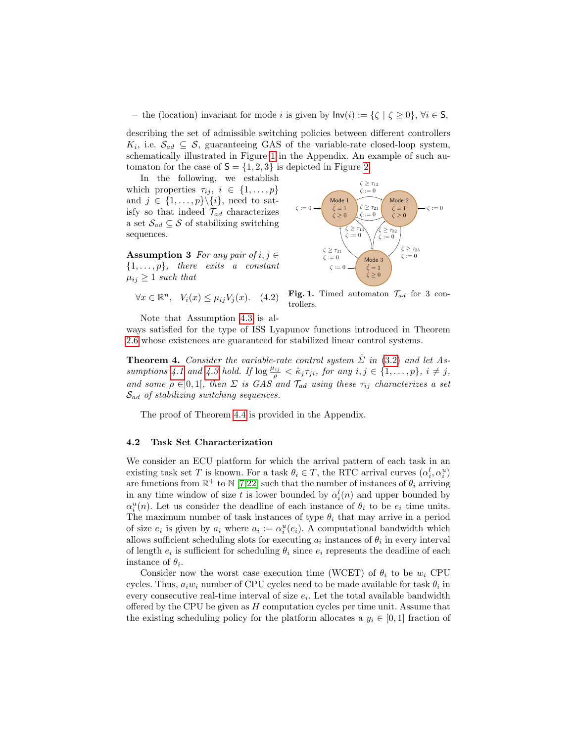– the (location) invariant for mode $i$ is given by $\mathsf{Inv}(i) := \{\zeta \mid \zeta \geq 0\}$, $\forall i \in \mathsf{S}$,

describing the set of admissible switching policies between different controllers $K_i$, i.e. $\mathcal{S}_{ad} \subseteq \mathcal{S}$, guaranteeing GAS of the variable-rate closed-loop system, schematically illustrated in Figure 1 in the Appendix. An example of such automaton for the case of $\mathsf{S} = \{1, 2, 3\}$ is depicted in Figure 2.

In the following, we establish which properties $\tau_{ij}$, $i \in \{1, \ldots, p\}$ and $j \in \{1, \ldots, p\} \backslash \{i\}$, need to satisfy so that indeed $\mathcal{T}_{ad}$ characterizes a set $\mathcal{S}_{ad} \subseteq \mathcal{S}$ of stabilizing switching sequences.

**Assumption 3** *For any pair of* $i, j \in \{1, \ldots, p\}$*, there exits a constant* $\mu_{ij} \geq 1$ *such that*

$$\forall x \in \mathbb{R}^n, \quad V_i(x) \leq \mu_{ij} V_j(x). \quad (4.2)$$

**Fig. 1.** Timed automaton $\mathcal{T}_{ad}$ for 3 controllers.

Note that Assumption 4.3 is always satisfied for the type of ISS Lyapunov functions introduced in Theorem 2.6 whose existences are guaranteed for stabilized linear control systems.

**Theorem 4.** *Consider the variable-rate control system* $\hat{\Sigma}$ *in* (3.2) *and let Assumptions 4.1 and 4.3 hold. If* $\log \frac{\mu_{ij}}{\rho} < \hat{\kappa}_j \tau_{ji}$*, for any* $i, j \in \{1, \ldots, p\}$*,* $i \neq j$*, and some* $\rho \in ]0, 1[$*, then* $\Sigma$ *is GAS and* $\mathcal{T}_{ad}$ *using these* $\tau_{ij}$ *characterizes a set* $\mathcal{S}_{ad}$ *of stabilizing switching sequences.*

The proof of Theorem 4.4 is provided in the Appendix.

### 4.2 Task Set Characterization

We consider an ECU platform for which the arrival pattern of each task in an existing task set $T$ is known. For a task $\theta_i \in T$, the RTC arrival curves $(\alpha_i^l, \alpha_i^u)$ are functions from $\mathbb{R}^+$ to $\mathbb{N}$ [7,22] such that the number of instances of $\theta_i$ arriving in any time window of size $t$ is lower bounded by $\alpha_i^l(n)$ and upper bounded by $\alpha_i^u(n)$. Let us consider the deadline of each instance of $\theta_i$ to be $e_i$ time units. The maximum number of task instances of type $\theta_i$ that may arrive in a period of size $e_i$ is given by $a_i$ where $a_i := \alpha_i^u(e_i)$. A computational bandwidth which allows sufficient scheduling slots for executing $a_i$ instances of $\theta_i$ in every interval of length $e_i$ is sufficient for scheduling $\theta_i$ since $e_i$ represents the deadline of each instance of $\theta_i$.

Consider now the worst case execution time (WCET) of $\theta_i$ to be $w_i$ CPU cycles. Thus, $a_i w_i$ number of CPU cycles need to be made available for task $\theta_i$ in every consecutive real-time interval of size $e_i$. Let the total available bandwidth offered by the CPU be given as $H$ computation cycles per time unit. Assume that the existing scheduling policy for the platform allocates a $y_i \in [0, 1]$ fraction of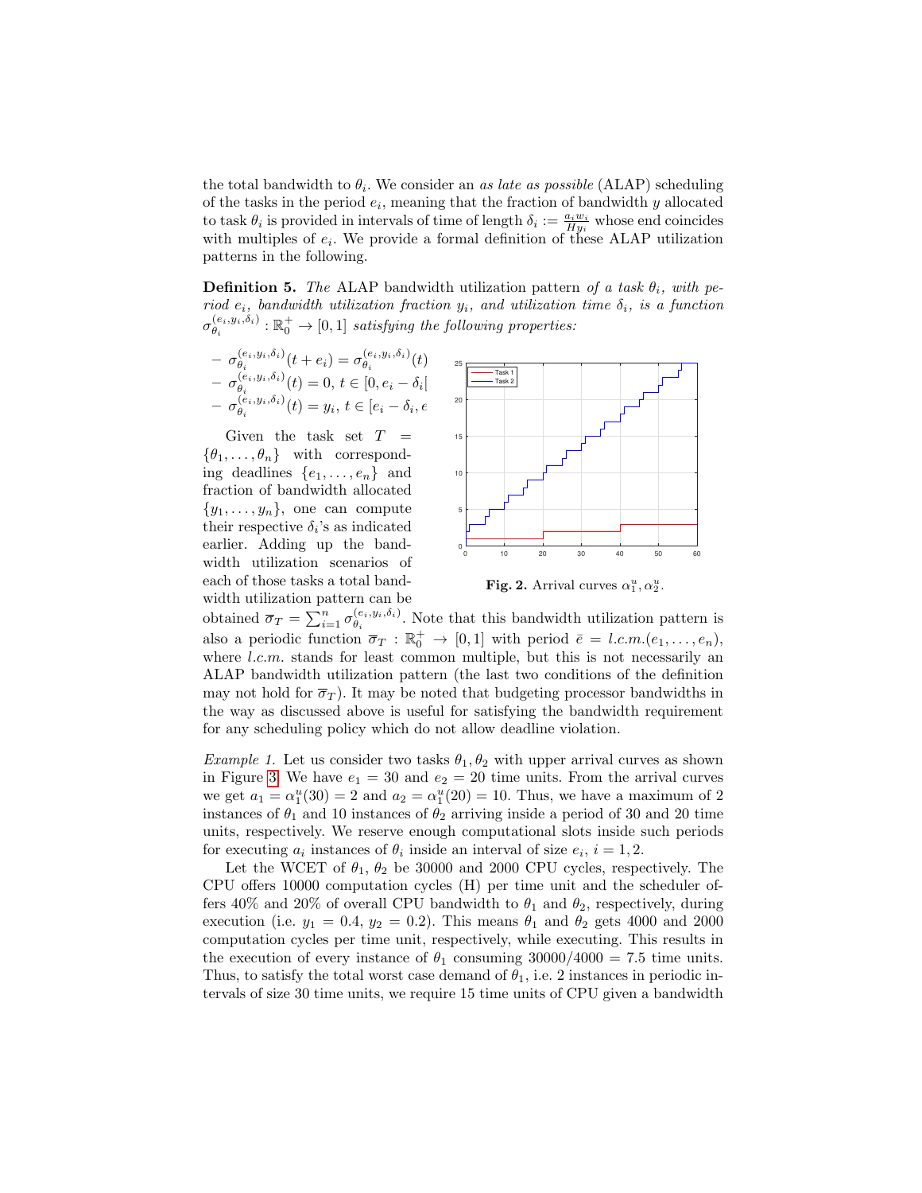the total bandwidth to $\theta_i$. We consider an *as late as possible* (ALAP) scheduling of the tasks in the period $e_i$, meaning that the fraction of bandwidth $y$ allocated to task $\theta_i$ is provided in intervals of time of length $\delta_i := \frac{a_i w_i}{H y_i}$ whose end coincides with multiples of $e_i$. We provide a formal definition of these ALAP utilization patterns in the following.

**Definition 5.** *The* ALAP bandwidth utilization pattern *of a task $\theta_i$, with period $e_i$, bandwidth utilization fraction $y_i$, and utilization time $\delta_i$, is a function $\sigma_{\theta_i}^{(e_i,y_i,\delta_i)} : \mathbb{R}_0^+ \to [0,1]$ satisfying the following properties:*

- $\sigma_{\theta_i}^{(e_i,y_i,\delta_i)}(t+e_i) = \sigma_{\theta_i}^{(e_i,y_i,\delta_i)}(t)$
- $\sigma_{\theta_i}^{(e_i,y_i,\delta_i)}(t) = 0,\ t \in [0, e_i - \delta_i[$
- $\sigma_{\theta_i}^{(e_i,y_i,\delta_i)}(t) = y_i,\ t \in [e_i - \delta_i, e$

Given the task set $T = \{\theta_1, \ldots, \theta_n\}$ with corresponding deadlines $\{e_1, \ldots, e_n\}$ and fraction of bandwidth allocated $\{y_1, \ldots, y_n\}$, one can compute their respective $\delta_i$'s as indicated earlier. Adding up the bandwidth utilization scenarios of each of those tasks a total bandwidth utilization pattern can be obtained $\overline{\sigma}_T = \sum_{i=1}^{n} \sigma_{\theta_i}^{(e_i,y_i,\delta_i)}$. Note that this bandwidth utilization pattern is also a periodic function $\overline{\sigma}_T : \mathbb{R}_0^+ \to [0,1]$ with period $\bar{e} = l.c.m.(e_1, \ldots, e_n)$, where *l.c.m.* stands for least common multiple, but this is not necessarily an ALAP bandwidth utilization pattern (the last two conditions of the definition may not hold for $\overline{\sigma}_T$). It may be noted that budgeting processor bandwidths in the way as discussed above is useful for satisfying the bandwidth requirement for any scheduling policy which do not allow deadline violation.

**Fig. 2.** Arrival curves $\alpha_1^u, \alpha_2^u$.

*Example 1.* Let us consider two tasks $\theta_1, \theta_2$ with upper arrival curves as shown in Figure 3. We have $e_1 = 30$ and $e_2 = 20$ time units. From the arrival curves we get $a_1 = \alpha_1^u(30) = 2$ and $a_2 = \alpha_1^u(20) = 10$. Thus, we have a maximum of 2 instances of $\theta_1$ and 10 instances of $\theta_2$ arriving inside a period of 30 and 20 time units, respectively. We reserve enough computational slots inside such periods for executing $a_i$ instances of $\theta_i$ inside an interval of size $e_i$, $i = 1, 2$.

Let the WCET of $\theta_1$, $\theta_2$ be 30000 and 2000 CPU cycles, respectively. The CPU offers 10000 computation cycles (H) per time unit and the scheduler offers 40% and 20% of overall CPU bandwidth to $\theta_1$ and $\theta_2$, respectively, during execution (i.e. $y_1 = 0.4$, $y_2 = 0.2$). This means $\theta_1$ and $\theta_2$ gets 4000 and 2000 computation cycles per time unit, respectively, while executing. This results in the execution of every instance of $\theta_1$ consuming $30000/4000 = 7.5$ time units. Thus, to satisfy the total worst case demand of $\theta_1$, i.e. 2 instances in periodic intervals of size 30 time units, we require 15 time units of CPU given a bandwidth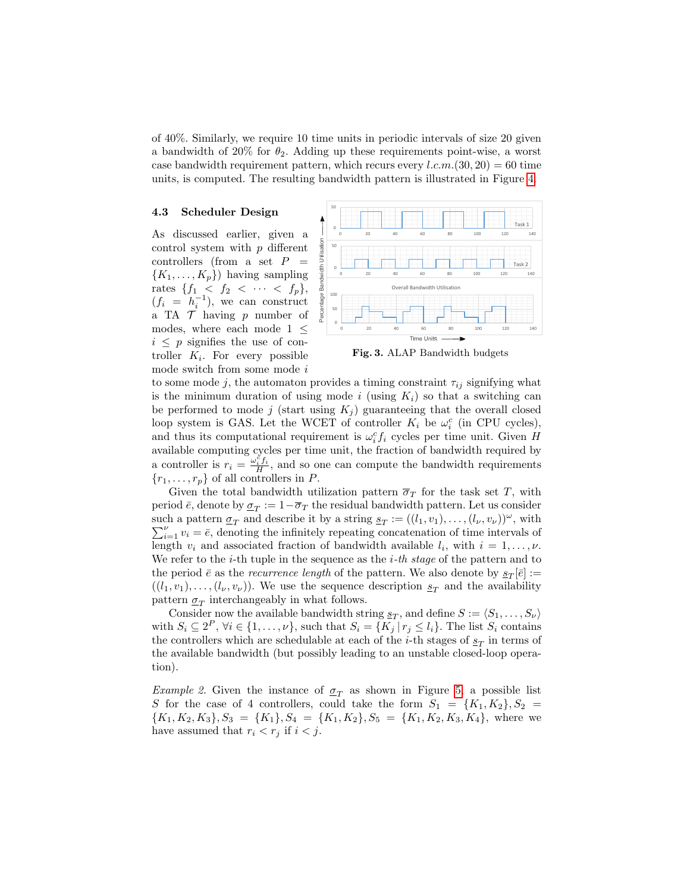of 40%. Similarly, we require 10 time units in periodic intervals of size 20 given a bandwidth of 20% for $\theta_2$. Adding up these requirements point-wise, a worst case bandwidth requirement pattern, which recurs every $l.c.m.(30, 20) = 60$ time units, is computed. The resulting bandwidth pattern is illustrated in Figure 4.

### 4.3 Scheduler Design

**Fig. 3.** ALAP Bandwidth budgets

As discussed earlier, given a control system with $p$ different controllers (from a set $P = \{K_1, \ldots, K_p\}$) having sampling rates $\{f_1 < f_2 < \cdots < f_p\}$, ($f_i = h_i^{-1}$), we can construct a TA $\mathcal{T}$ having $p$ number of modes, where each mode $1 \leq i \leq p$ signifies the use of controller $K_i$. For every possible mode switch from some mode $i$ to some mode $j$, the automaton provides a timing constraint $\tau_{ij}$ signifying what is the minimum duration of using mode $i$ (using $K_i$) so that a switching can be performed to mode $j$ (start using $K_j$) guaranteeing that the overall closed loop system is GAS. Let the WCET of controller $K_i$ be $\omega_i^c$ (in CPU cycles), and thus its computational requirement is $\omega_i^c f_i$ cycles per time unit. Given $H$ available computing cycles per time unit, the fraction of bandwidth required by a controller is $r_i = \frac{\omega_i^c f_i}{H}$, and so one can compute the bandwidth requirements $\{r_1, \ldots, r_p\}$ of all controllers in $P$.

Given the total bandwidth utilization pattern $\overline{\sigma}_T$ for the task set $T$, with period $\bar{e}$, denote by $\underline{\sigma}_T := 1 - \overline{\sigma}_T$ the residual bandwidth pattern. Let us consider such a pattern $\underline{\sigma}_T$ and describe it by a string $\underline{s}_T := ((l_1, v_1), \ldots, (l_\nu, v_\nu))^\omega$, with $\sum_{i=1}^{\nu} v_i = \bar{e}$, denoting the infinitely repeating concatenation of time intervals of length $v_i$ and associated fraction of bandwidth available $l_i$, with $i = 1, \ldots, \nu$. We refer to the $i$-th tuple in the sequence as the *$i$-th stage* of the pattern and to the period $\bar{e}$ as the *recurrence length* of the pattern. We also denote by $\underline{s}_T[\bar{e}] := ((l_1, v_1), \ldots, (l_\nu, v_\nu))$. We use the sequence description $\underline{s}_T$ and the availability pattern $\underline{\sigma}_T$ interchangeably in what follows.

Consider now the available bandwidth string $\underline{s}_T$, and define $S := \langle S_1, \ldots, S_\nu \rangle$ with $S_i \subseteq 2^P$, $\forall i \in \{1, \ldots, \nu\}$, such that $S_i = \{K_j \,|\, r_j \leq l_i\}$. The list $S_i$ contains the controllers which are schedulable at each of the $i$-th stages of $\underline{s}_T$ in terms of the available bandwidth (but possibly leading to an unstable closed-loop operation).

*Example 2.* Given the instance of $\underline{\sigma}_T$ as shown in Figure 5, a possible list $S$ for the case of 4 controllers, could take the form $S_1 = \{K_1, K_2\}, S_2 = \{K_1, K_2, K_3\}, S_3 = \{K_1\}, S_4 = \{K_1, K_2\}, S_5 = \{K_1, K_2, K_3, K_4\}$, where we have assumed that $r_i < r_j$ if $i < j$.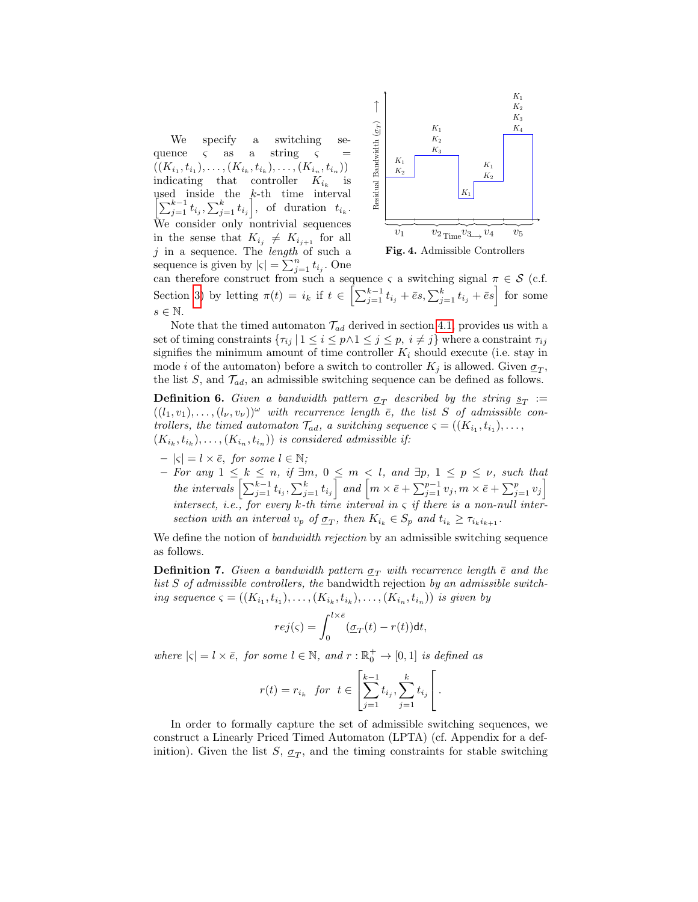We specify a switching sequence $\varsigma$ as a string $\varsigma = ((K_{i_1}, t_{i_1}), \ldots, (K_{i_k}, t_{i_k}), \ldots, (K_{i_n}, t_{i_n}))$ indicating that controller $K_{i_k}$ is used inside the $k$-th time interval $\left[\sum_{j=1}^{k-1} t_{i_j}, \sum_{j=1}^{k} t_{i_j}\right]$, of duration $t_{i_k}$. We consider only nontrivial sequences in the sense that $K_{i_j} \neq K_{i_{j+1}}$ for all $j$ in a sequence. The *length* of such a sequence is given by $|\varsigma| = \sum_{j=1}^{n} t_{i_j}$. One can therefore construct from such a sequence $\varsigma$ a switching signal $\pi \in \mathcal{S}$ (c.f. Section 3) by letting $\pi(t) = i_k$ if $t \in \left[\sum_{j=1}^{k-1} t_{i_j} + \bar{e}s, \sum_{j=1}^{k} t_{i_j} + \bar{e}s\right]$ for some $s \in \mathbb{N}$.

**Fig. 4.** Admissible Controllers

Note that the timed automaton $\mathcal{T}_{ad}$ derived in section 4.1, provides us with a set of timing constraints $\{\tau_{ij} \mid 1 \leq i \leq p \wedge 1 \leq j \leq p,\ i \neq j\}$ where a constraint $\tau_{ij}$ signifies the minimum amount of time controller $K_i$ should execute (i.e. stay in mode $i$ of the automaton) before a switch to controller $K_j$ is allowed. Given $\underline{\sigma}_T$, the list $S$, and $\mathcal{T}_{ad}$, an admissible switching sequence can be defined as follows.

**Definition 6.** *Given a bandwidth pattern $\underline{\sigma}_T$ described by the string $\underline{s}_T := ((l_1, v_1), \ldots, (l_\nu, v_\nu))^\omega$ with recurrence length $\bar{e}$, the list $S$ of admissible controllers, the timed automaton $\mathcal{T}_{ad}$, a switching sequence $\varsigma = ((K_{i_1}, t_{i_1}), \ldots, (K_{i_k}, t_{i_k}), \ldots, (K_{i_n}, t_{i_n}))$ is considered admissible if:*

- *$|\varsigma| = l \times \bar{e}$, for some $l \in \mathbb{N}$;*
- *For any $1 \leq k \leq n$, if $\exists m,\ 0 \leq m < l$, and $\exists p,\ 1 \leq p \leq \nu$, such that the intervals $\left[\sum_{j=1}^{k-1} t_{i_j}, \sum_{j=1}^{k} t_{i_j}\right]$ and $\left[m \times \bar{e} + \sum_{j=1}^{p-1} v_j, m \times \bar{e} + \sum_{j=1}^{p} v_j\right]$ intersect, i.e., for every $k$-th time interval in $\varsigma$ if there is a non-null intersection with an interval $v_p$ of $\underline{\sigma}_T$, then $K_{i_k} \in S_p$ and $t_{i_k} \geq \tau_{i_k i_{k+1}}$.*

We define the notion of *bandwidth rejection* by an admissible switching sequence as follows.

**Definition 7.** *Given a bandwidth pattern $\underline{\sigma}_T$ with recurrence length $\bar{e}$ and the list $S$ of admissible controllers, the* bandwidth rejection *by an admissible switching sequence $\varsigma = ((K_{i_1}, t_{i_1}), \ldots, (K_{i_k}, t_{i_k}), \ldots, (K_{i_n}, t_{i_n}))$ is given by*

$$rej(\varsigma) = \int_0^{l \times \bar{e}} (\underline{\sigma}_T(t) - r(t))\mathsf{d}t,$$

*where $|\varsigma| = l \times \bar{e}$, for some $l \in \mathbb{N}$, and $r : \mathbb{R}_0^+ \rightarrow [0, 1]$ is defined as*

$$r(t) = r_{i_k} \quad \text{for} \quad t \in \left[\sum_{j=1}^{k-1} t_{i_j}, \sum_{j=1}^{k} t_{i_j}\right[.$$

In order to formally capture the set of admissible switching sequences, we construct a Linearly Priced Timed Automaton (LPTA) (cf. Appendix for a definition). Given the list $S$, $\underline{\sigma}_T$, and the timing constraints for stable switching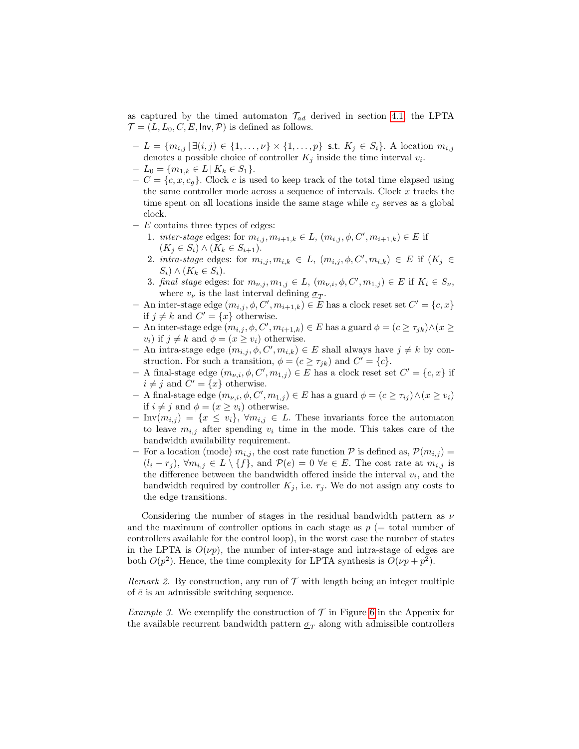as captured by the timed automaton $\mathcal{T}_{ad}$ derived in section 4.1, the LPTA $\mathcal{T} = (L, L_0, C, E, \mathsf{Inv}, \mathcal{P})$ is defined as follows.

- $L = \{m_{i,j} \mid \exists (i,j) \in \{1, \ldots, \nu\} \times \{1, \ldots, p\}$ s.t. $K_j \in S_i\}$. A location $m_{i,j}$ denotes a possible choice of controller $K_j$ inside the time interval $v_i$.
- $L_0 = \{m_{1,k} \in L \mid K_k \in S_1\}$.
- $C = \{c, x, c_g\}$. Clock $c$ is used to keep track of the total time elapsed using the same controller mode across a sequence of intervals. Clock $x$ tracks the time spent on all locations inside the same stage while $c_g$ serves as a global clock.
- $E$ contains three types of edges:
  1. *inter-stage* edges: for $m_{i,j}, m_{i+1,k} \in L$, $(m_{i,j}, \phi, C', m_{i+1,k}) \in E$ if $(K_j \in S_i) \wedge (K_k \in S_{i+1})$.
  2. *intra-stage* edges: for $m_{i,j}, m_{i,k} \in L$, $(m_{i,j}, \phi, C', m_{i,k}) \in E$ if $(K_j \in S_i) \wedge (K_k \in S_i)$.
  3. *final stage* edges: for $m_{\nu,j}, m_{1,j} \in L$, $(m_{\nu,i}, \phi, C', m_{1,j}) \in E$ if $K_i \in S_\nu$, where $v_\nu$ is the last interval defining $\underline{\sigma}_T$.
- An inter-stage edge $(m_{i,j}, \phi, C', m_{i+1,k}) \in E$ has a clock reset set $C' = \{c, x\}$ if $j \neq k$ and $C' = \{x\}$ otherwise.
- An inter-stage edge $(m_{i,j}, \phi, C', m_{i+1,k}) \in E$ has a guard $\phi = (c \geq \tau_{jk}) \wedge (x \geq v_i)$ if $j \neq k$ and $\phi = (x \geq v_i)$ otherwise.
- An intra-stage edge $(m_{i,j}, \phi, C', m_{i,k}) \in E$ shall always have $j \neq k$ by construction. For such a transition, $\phi = (c \geq \tau_{jk})$ and $C' = \{c\}$.
- A final-stage edge $(m_{\nu,i}, \phi, C', m_{1,j}) \in E$ has a clock reset set $C' = \{c, x\}$ if $i \neq j$ and $C' = \{x\}$ otherwise.
- A final-stage edge $(m_{\nu,i}, \phi, C', m_{1,j}) \in E$ has a guard $\phi = (c \geq \tau_{ij}) \wedge (x \geq v_i)$ if $i \neq j$ and $\phi = (x \geq v_i)$ otherwise.
- $\mathsf{Inv}(m_{i,j}) = \{x \leq v_i\}$, $\forall m_{i,j} \in L$. These invariants force the automaton to leave $m_{i,j}$ after spending $v_i$ time in the mode. This takes care of the bandwidth availability requirement.
- For a location (mode) $m_{i,j}$, the cost rate function $\mathcal{P}$ is defined as, $\mathcal{P}(m_{i,j}) = (l_i - r_j)$, $\forall m_{i,j} \in L \setminus \{f\}$, and $\mathcal{P}(e) = 0 \ \forall e \in E$. The cost rate at $m_{i,j}$ is the difference between the bandwidth offered inside the interval $v_i$, and the bandwidth required by controller $K_j$, i.e. $r_j$. We do not assign any costs to the edge transitions.

Considering the number of stages in the residual bandwidth pattern as $\nu$ and the maximum of controller options in each stage as $p$ (= total number of controllers available for the control loop), in the worst case the number of states in the LPTA is $O(\nu p)$, the number of inter-stage and intra-stage of edges are both $O(p^2)$. Hence, the time complexity for LPTA synthesis is $O(\nu p + p^2)$.

*Remark 2.* By construction, any run of $\mathcal{T}$ with length being an integer multiple of $\bar{e}$ is an admissible switching sequence.

*Example 3.* We exemplify the construction of $\mathcal{T}$ in Figure 6 in the Appenix for the available recurrent bandwidth pattern $\underline{\sigma}_T$ along with admissible controllers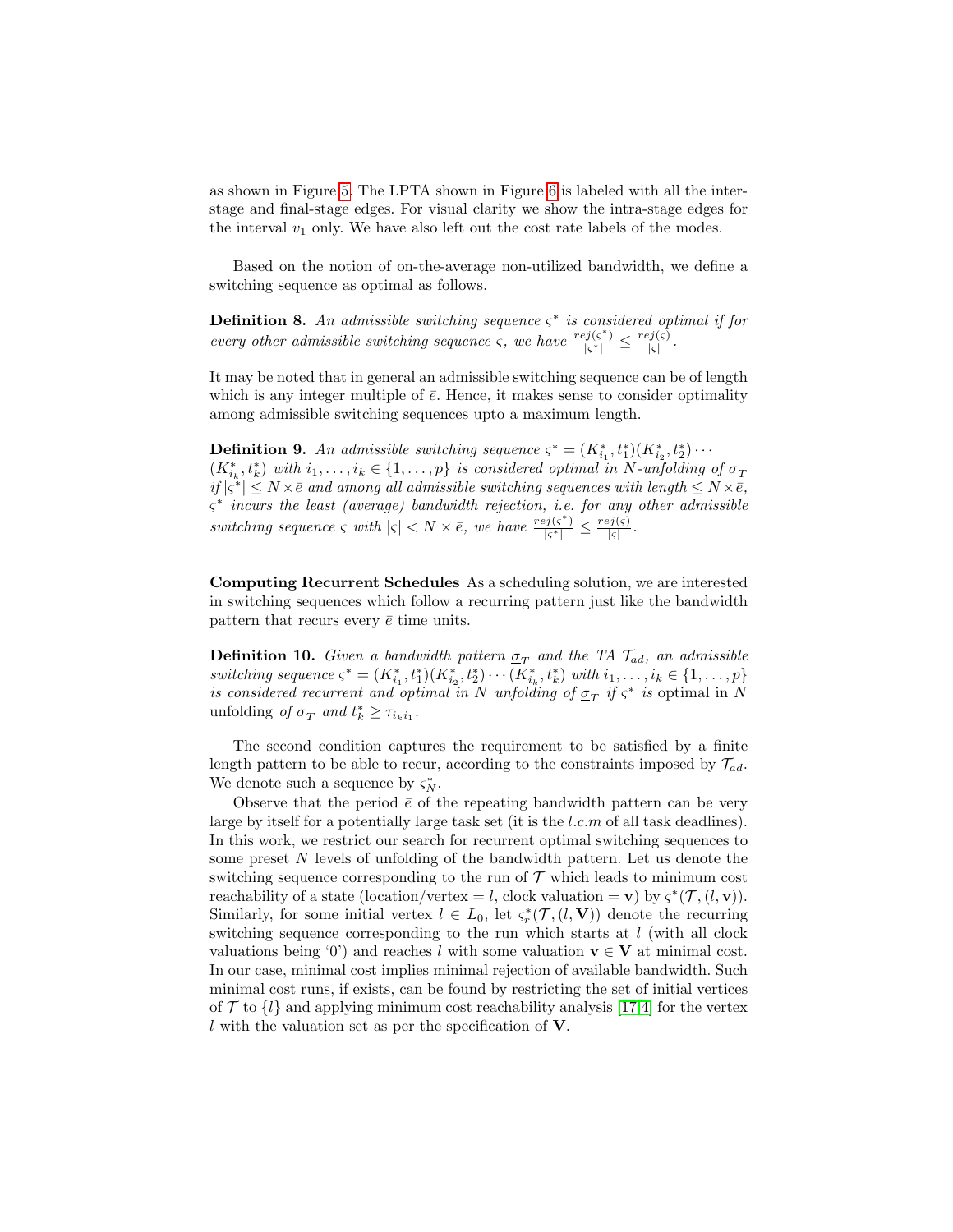as shown in Figure 5. The LPTA shown in Figure 6 is labeled with all the inter-stage and final-stage edges. For visual clarity we show the intra-stage edges for the interval $v_1$ only. We have also left out the cost rate labels of the modes.

Based on the notion of on-the-average non-utilized bandwidth, we define a switching sequence as optimal as follows.

**Definition 8.** *An admissible switching sequence $\varsigma^*$ is considered optimal if for every other admissible switching sequence $\varsigma$, we have $\frac{rej(\varsigma^*)}{|\varsigma^*|} \leq \frac{rej(\varsigma)}{|\varsigma|}$.*

It may be noted that in general an admissible switching sequence can be of length which is any integer multiple of $\bar{e}$. Hence, it makes sense to consider optimality among admissible switching sequences upto a maximum length.

**Definition 9.** *An admissible switching sequence $\varsigma^* = (K^*_{i_1}, t^*_1)(K^*_{i_2}, t^*_2) \cdots (K^*_{i_k}, t^*_k)$ with $i_1, \ldots, i_k \in \{1, \ldots, p\}$ is considered optimal in $N$-unfolding of $\underline{\sigma}_T$ if $|\varsigma^*| \leq N \times \bar{e}$ and among all admissible switching sequences with length $\leq N \times \bar{e}$, $\varsigma^*$ incurs the least (average) bandwidth rejection, i.e. for any other admissible switching sequence $\varsigma$ with $|\varsigma| < N \times \bar{e}$, we have $\frac{rej(\varsigma^*)}{|\varsigma^*|} \leq \frac{rej(\varsigma)}{|\varsigma|}$.*

**Computing Recurrent Schedules** As a scheduling solution, we are interested in switching sequences which follow a recurring pattern just like the bandwidth pattern that recurs every $\bar{e}$ time units.

**Definition 10.** *Given a bandwidth pattern $\underline{\sigma}_T$ and the TA $\mathcal{T}_{ad}$, an admissible switching sequence $\varsigma^* = (K^*_{i_1}, t^*_1)(K^*_{i_2}, t^*_2) \cdots (K^*_{i_k}, t^*_k)$ with $i_1, \ldots, i_k \in \{1, \ldots, p\}$ is considered recurrent and optimal in $N$ unfolding of $\underline{\sigma}_T$ if $\varsigma^*$ is* optimal in $N$ unfolding *of $\underline{\sigma}_T$ and $t^*_k \geq \tau_{i_k i_1}$.*

The second condition captures the requirement to be satisfied by a finite length pattern to be able to recur, according to the constraints imposed by $\mathcal{T}_{ad}$. We denote such a sequence by $\varsigma^*_N$.

Observe that the period $\bar{e}$ of the repeating bandwidth pattern can be very large by itself for a potentially large task set (it is the $l.c.m$ of all task deadlines). In this work, we restrict our search for recurrent optimal switching sequences to some preset $N$ levels of unfolding of the bandwidth pattern. Let us denote the switching sequence corresponding to the run of $\mathcal{T}$ which leads to minimum cost reachability of a state (location/vertex $= l$, clock valuation $= \mathbf{v}$) by $\varsigma^*(\mathcal{T}, (l, \mathbf{v}))$. Similarly, for some initial vertex $l \in L_0$, let $\varsigma^*_r(\mathcal{T}, (l, \mathbf{V}))$ denote the recurring switching sequence corresponding to the run which starts at $l$ (with all clock valuations being '0') and reaches $l$ with some valuation $\mathbf{v} \in \mathbf{V}$ at minimal cost. In our case, minimal cost implies minimal rejection of available bandwidth. Such minimal cost runs, if exists, can be found by restricting the set of initial vertices of $\mathcal{T}$ to $\{l\}$ and applying minimum cost reachability analysis [17,4] for the vertex $l$ with the valuation set as per the specification of $\mathbf{V}$.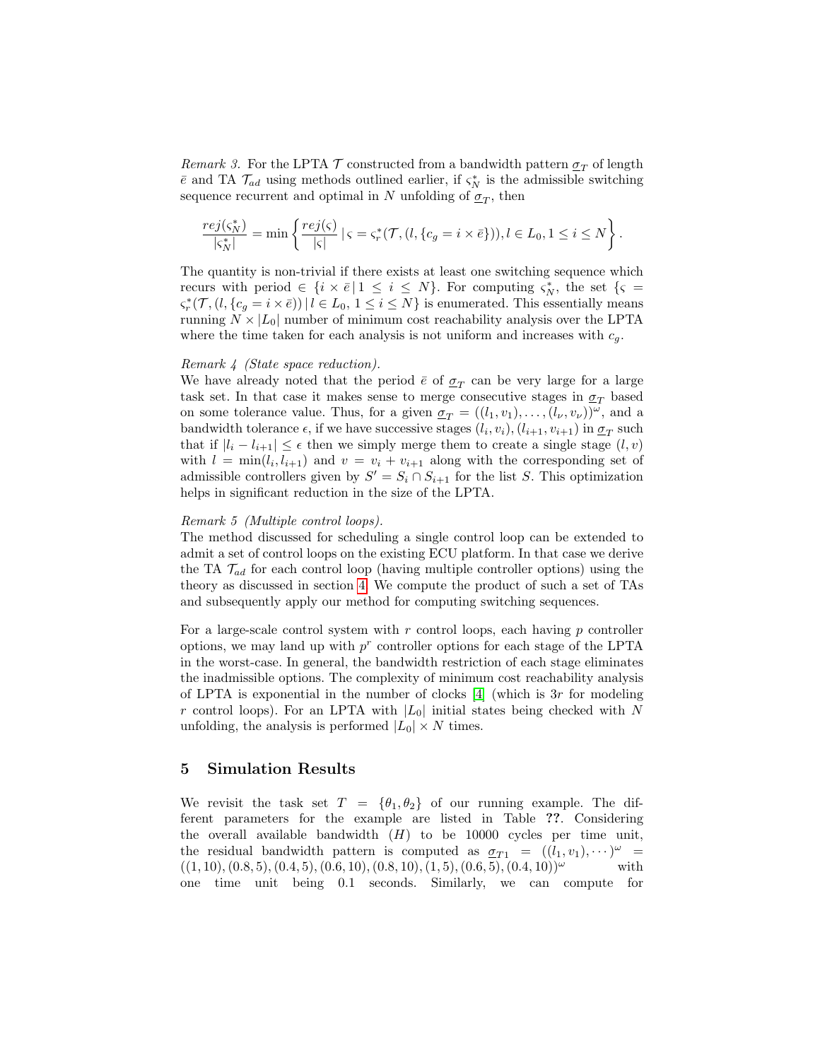*Remark 3.* For the LPTA $\mathcal{T}$ constructed from a bandwidth pattern $\underline{\sigma}_T$ of length $\bar{e}$ and TA $\mathcal{T}_{ad}$ using methods outlined earlier, if $\varsigma_N^*$ is the admissible switching sequence recurrent and optimal in $N$ unfolding of $\underline{\sigma}_T$, then

$$\frac{rej(\varsigma_N^*)}{|\varsigma_N^*|} = \min\left\{\frac{rej(\varsigma)}{|\varsigma|} \,|\, \varsigma = \varsigma_r^*(\mathcal{T}, (l, \{c_g = i \times \bar{e}\})), l \in L_0, 1 \leq i \leq N\right\}.$$

The quantity is non-trivial if there exists at least one switching sequence which recurs with period $\in \{i \times \bar{e} \,|\, 1 \leq i \leq N\}$. For computing $\varsigma_N^*$, the set $\{\varsigma = \varsigma_r^*(\mathcal{T}, (l, \{c_g = i \times \bar{e})) \,|\, l \in L_0, 1 \leq i \leq N\}$ is enumerated. This essentially means running $N \times |L_0|$ number of minimum cost reachability analysis over the LPTA where the time taken for each analysis is not uniform and increases with $c_g$.

*Remark 4 (State space reduction).*
We have already noted that the period $\bar{e}$ of $\underline{\sigma}_T$ can be very large for a large task set. In that case it makes sense to merge consecutive stages in $\underline{\sigma}_T$ based on some tolerance value. Thus, for a given $\underline{\sigma}_T = ((l_1, v_1), \ldots, (l_\nu, v_\nu))^\omega$, and a bandwidth tolerance $\epsilon$, if we have successive stages $(l_i, v_i), (l_{i+1}, v_{i+1})$ in $\underline{\sigma}_T$ such that if $|l_i - l_{i+1}| \leq \epsilon$ then we simply merge them to create a single stage $(l, v)$ with $l = \min(l_i, l_{i+1})$ and $v = v_i + v_{i+1}$ along with the corresponding set of admissible controllers given by $S' = S_i \cap S_{i+1}$ for the list $S$. This optimization helps in significant reduction in the size of the LPTA.

*Remark 5 (Multiple control loops).*
The method discussed for scheduling a single control loop can be extended to admit a set of control loops on the existing ECU platform. In that case we derive the TA $\mathcal{T}_{ad}$ for each control loop (having multiple controller options) using the theory as discussed in section 4. We compute the product of such a set of TAs and subsequently apply our method for computing switching sequences.

For a large-scale control system with $r$ control loops, each having $p$ controller options, we may land up with $p^r$ controller options for each stage of the LPTA in the worst-case. In general, the bandwidth restriction of each stage eliminates the inadmissible options. The complexity of minimum cost reachability analysis of LPTA is exponential in the number of clocks [4] (which is $3r$ for modeling $r$ control loops). For an LPTA with $|L_0|$ initial states being checked with $N$ unfolding, the analysis is performed $|L_0| \times N$ times.

## 5 Simulation Results

We revisit the task set $T = \{\theta_1, \theta_2\}$ of our running example. The different parameters for the example are listed in Table **??**. Considering the overall available bandwidth ($H$) to be 10000 cycles per time unit, the residual bandwidth pattern is computed as $\underline{\sigma}_{T1} = ((l_1, v_1), \cdots)^\omega = ((1, 10), (0.8, 5), (0.4, 5), (0.6, 10), (0.8, 10), (1, 5), (0.6, 5), (0.4, 10))^\omega$ with one time unit being 0.1 seconds. Similarly, we can compute for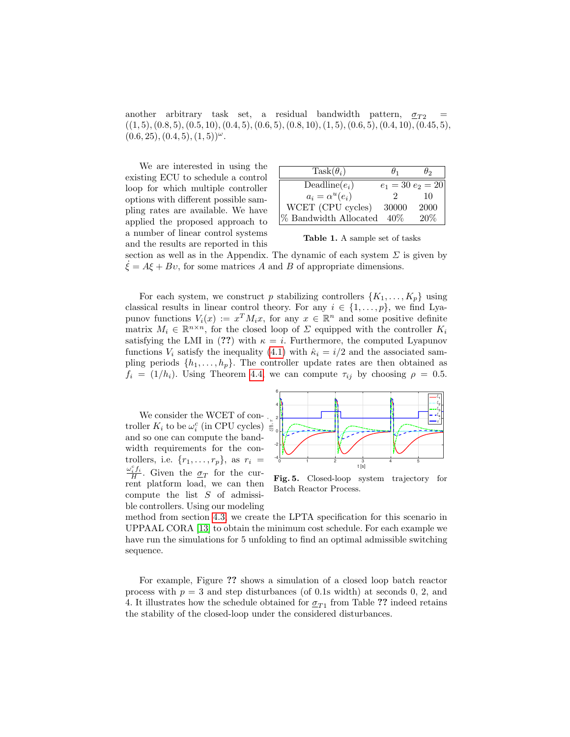another arbitrary task set, a residual bandwidth pattern, $\underline{\sigma}_{T2} = ((1,5),(0.8,5),(0.5,10),(0.4,5),(0.6,5),(0.8,10),(1,5),(0.6,5),(0.4,10),(0.45,5),(0.6,25),(0.4,5),(1,5))^{\omega}$.

| Task($\theta_i$) | $\theta_1$ | $\theta_2$ |
|---|---|---|
| Deadline($e_i$) | $e_1 = 30$ | $e_2 = 20$ |
| $a_i = \alpha^u(e_i)$ | 2 | 10 |
| WCET (CPU cycles) | 30000 | 2000 |
| % Bandwidth Allocated | 40% | 20% |

**Table 1.** A sample set of tasks

We are interested in using the existing ECU to schedule a control loop for which multiple controller options with different possible sampling rates are available. We have applied the proposed approach to a number of linear control systems and the results are reported in this section as well as in the Appendix. The dynamic of each system $\Sigma$ is given by $\dot{\xi} = A\xi + B\upsilon$, for some matrices $A$ and $B$ of appropriate dimensions.

For each system, we construct $p$ stabilizing controllers $\{K_1, \ldots, K_p\}$ using classical results in linear control theory. For any $i \in \{1, \ldots, p\}$, we find Lyapunov functions $V_i(x) := x^T M_i x$, for any $x \in \mathbb{R}^n$ and some positive definite matrix $M_i \in \mathbb{R}^{n \times n}$, for the closed loop of $\Sigma$ equipped with the controller $K_i$ satisfying the LMI in (**??**) with $\kappa = i$. Furthermore, the computed Lyapunov functions $V_i$ satisfy the inequality (4.1) with $\hat{\kappa}_i = i/2$ and the associated sampling periods $\{h_1, \ldots, h_p\}$. The controller update rates are then obtained as $f_i = (1/h_i)$. Using Theorem 4.4, we can compute $\tau_{ij}$ by choosing $\rho = 0.5$.

We consider the WCET of controller $K_i$ to be $\omega_i^c$ (in CPU cycles) and so one can compute the bandwidth requirements for the controllers, i.e. $\{r_1, \ldots, r_p\}$, as $r_i = \frac{\omega_i^c f_i}{H}$. Given the $\underline{\sigma}_T$ for the current platform load, we can then compute the list $S$ of admissible controllers. Using our modeling method from section 4.3, we create the LPTA specification for this scenario in UPPAAL CORA [13] to obtain the minimum cost schedule. For each example we have run the simulations for 5 unfolding to find an optimal admissible switching sequence.

**Fig. 5.** Closed-loop system trajectory for Batch Reactor Process.

For example, Figure **??** shows a simulation of a closed loop batch reactor process with $p = 3$ and step disturbances (of 0.1s width) at seconds 0, 2, and 4. It illustrates how the schedule obtained for $\underline{\sigma}_{T1}$ from Table **??** indeed retains the stability of the closed-loop under the considered disturbances.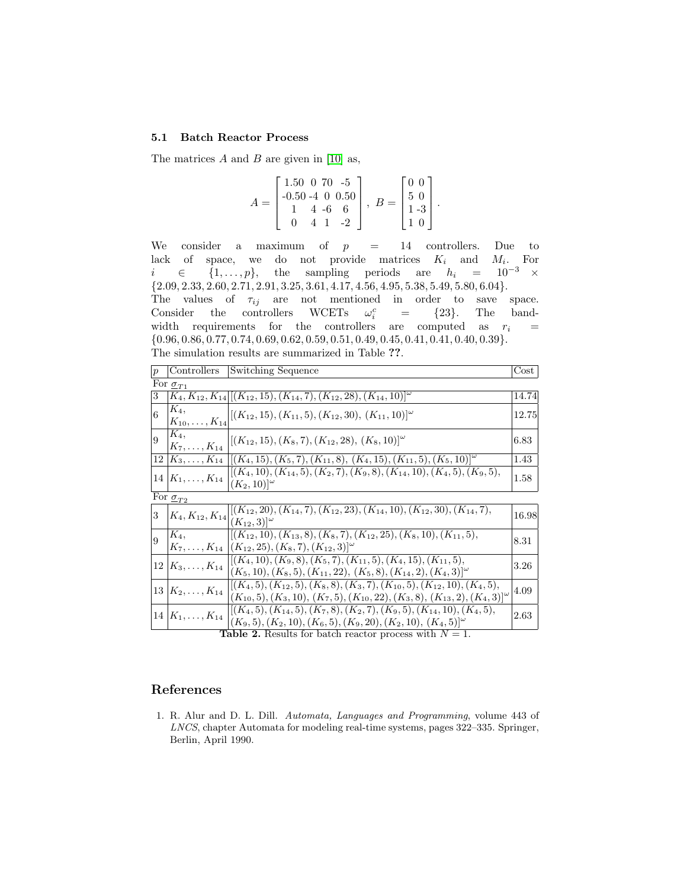### 5.1 Batch Reactor Process

The matrices $A$ and $B$ are given in [10] as,

$$A = \begin{bmatrix} 1.50 & 0 & 70 & -5 \\ -0.50 & -4 & 0 & 0.50 \\ 1 & 4 & -6 & 6 \\ 0 & 4 & 1 & -2 \end{bmatrix}, \; B = \begin{bmatrix} 0 & 0 \\ 5 & 0 \\ 1 & -3 \\ 1 & 0 \end{bmatrix}.$$

We consider a maximum of $p = 14$ controllers. Due to lack of space, we do not provide matrices $K_i$ and $M_i$. For $i \in \{1, \ldots, p\}$, the sampling periods are $h_i = 10^{-3} \times \{2.09, 2.33, 2.60, 2.71, 2.91, 3.25, 3.61, 4.17, 4.56, 4.95, 5.38, 5.49, 5.80, 6.04\}$. The values of $\tau_{ij}$ are not mentioned in order to save space. Consider the controllers WCETs $\omega_i^c = \{23\}$. The bandwidth requirements for the controllers are computed as $r_i = \{0.96, 0.86, 0.77, 0.74, 0.69, 0.62, 0.59, 0.51, 0.49, 0.45, 0.41, 0.41, 0.40, 0.39\}$. The simulation results are summarized in Table **??**.

| $p$ | Controllers | Switching Sequence | Cost |
|---|---|---|---|
| For $\underline{\sigma}_{T1}$ | | | |
| 3 | $K_4, K_{12}, K_{14}$ | $[(K_{12}, 15), (K_{14}, 7), (K_{12}, 28), (K_{14}, 10)]^{\omega}$ | 14.74 |
| 6 | $K_4, K_{10}, \ldots, K_{14}$ | $[(K_{12}, 15), (K_{11}, 5), (K_{12}, 30), (K_{11}, 10)]^{\omega}$ | 12.75 |
| 9 | $K_4, K_7, \ldots, K_{14}$ | $[(K_{12}, 15), (K_8, 7), (K_{12}, 28), (K_8, 10)]^{\omega}$ | 6.83 |
| 12 | $K_3, \ldots, K_{14}$ | $[(K_4, 15), (K_5, 7), (K_{11}, 8), (K_4, 15), (K_{11}, 5), (K_5, 10)]^{\omega}$ | 1.43 |
| 14 | $K_1, \ldots, K_{14}$ | $[(K_4, 10), (K_{14}, 5), (K_2, 7), (K_9, 8), (K_{14}, 10), (K_4, 5), (K_9, 5), (K_2, 10)]^{\omega}$ | 1.58 |
| For $\underline{\sigma}_{T2}$ | | | |
| 3 | $K_4, K_{12}, K_{14}$ | $[(K_{12}, 20), (K_{14}, 7), (K_{12}, 23), (K_{14}, 10), (K_{12}, 30), (K_{14}, 7), (K_{12}, 3)]^{\omega}$ | 16.98 |
| 9 | $K_4, K_7, \ldots, K_{14}$ | $[(K_{12}, 10), (K_{13}, 8), (K_8, 7), (K_{12}, 25), (K_8, 10), (K_{11}, 5), (K_{12}, 25), (K_8, 7), (K_{12}, 3)]^{\omega}$ | 8.31 |
| 12 | $K_3, \ldots, K_{14}$ | $[(K_4, 10), (K_9, 8), (K_5, 7), (K_{11}, 5), (K_4, 15), (K_{11}, 5), (K_5, 10), (K_8, 5), (K_{11}, 22), (K_5, 8), (K_{14}, 2), (K_4, 3)]^{\omega}$ | 3.26 |
| 13 | $K_2, \ldots, K_{14}$ | $[(K_4, 5), (K_{12}, 5), (K_8, 8), (K_3, 7), (K_{10}, 5), (K_{12}, 10), (K_4, 5), (K_{10}, 5), (K_3, 10), (K_7, 5), (K_{10}, 22), (K_3, 8), (K_{13}, 2), (K_4, 3)]^{\omega}$ | 4.09 |
| 14 | $K_1, \ldots, K_{14}$ | $[(K_4, 5), (K_{14}, 5), (K_7, 8), (K_2, 7), (K_9, 5), (K_{14}, 10), (K_4, 5), (K_9, 5), (K_2, 10), (K_6, 5), (K_9, 20), (K_2, 10), (K_4, 5)]^{\omega}$ | 2.63 |

**Table 2.** Results for batch reactor process with $N = 1$.

## References

1. R. Alur and D. L. Dill. *Automata, Languages and Programming*, volume 443 of *LNCS*, chapter Automata for modeling real-time systems, pages 322–335. Springer, Berlin, April 1990.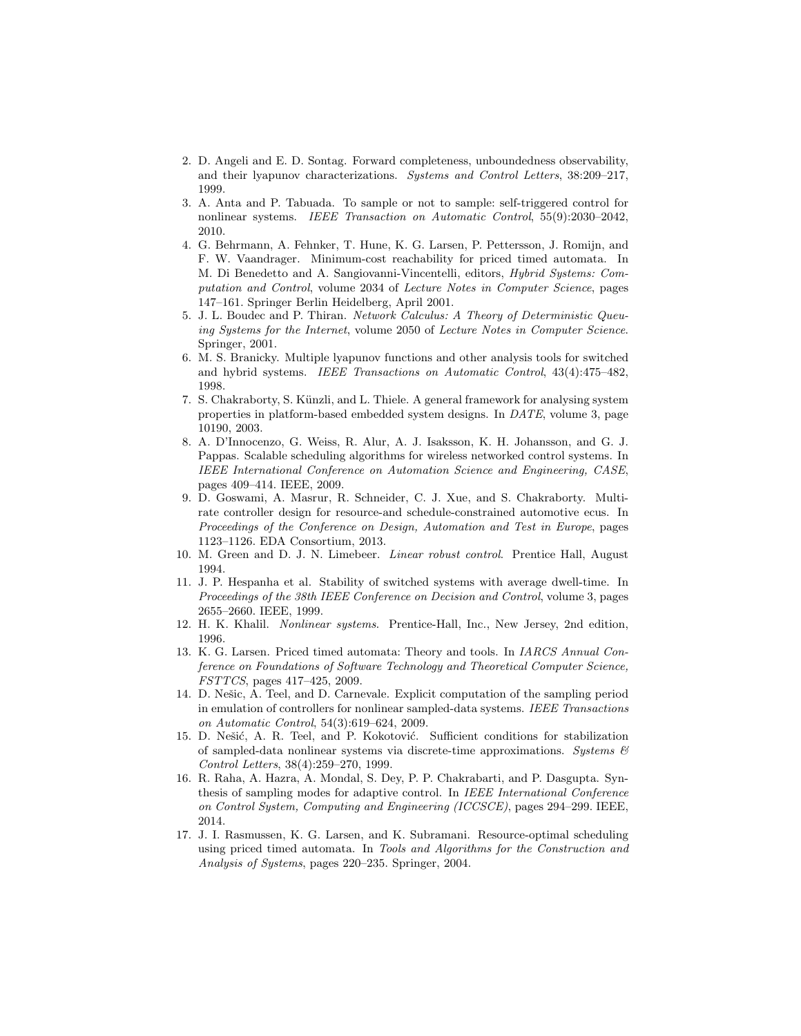2. D. Angeli and E. D. Sontag. Forward completeness, unboundedness observability, and their lyapunov characterizations. *Systems and Control Letters*, 38:209–217, 1999.
3. A. Anta and P. Tabuada. To sample or not to sample: self-triggered control for nonlinear systems. *IEEE Transaction on Automatic Control*, 55(9):2030–2042, 2010.
4. G. Behrmann, A. Fehnker, T. Hune, K. G. Larsen, P. Pettersson, J. Romijn, and F. W. Vaandrager. Minimum-cost reachability for priced timed automata. In M. Di Benedetto and A. Sangiovanni-Vincentelli, editors, *Hybrid Systems: Computation and Control*, volume 2034 of *Lecture Notes in Computer Science*, pages 147–161. Springer Berlin Heidelberg, April 2001.
5. J. L. Boudec and P. Thiran. *Network Calculus: A Theory of Deterministic Queuing Systems for the Internet*, volume 2050 of *Lecture Notes in Computer Science*. Springer, 2001.
6. M. S. Branicky. Multiple lyapunov functions and other analysis tools for switched and hybrid systems. *IEEE Transactions on Automatic Control*, 43(4):475–482, 1998.
7. S. Chakraborty, S. Künzli, and L. Thiele. A general framework for analysing system properties in platform-based embedded system designs. In *DATE*, volume 3, page 10190, 2003.
8. A. D'Innocenzo, G. Weiss, R. Alur, A. J. Isaksson, K. H. Johansson, and G. J. Pappas. Scalable scheduling algorithms for wireless networked control systems. In *IEEE International Conference on Automation Science and Engineering, CASE*, pages 409–414. IEEE, 2009.
9. D. Goswami, A. Masrur, R. Schneider, C. J. Xue, and S. Chakraborty. Multi-rate controller design for resource-and schedule-constrained automotive ecus. In *Proceedings of the Conference on Design, Automation and Test in Europe*, pages 1123–1126. EDA Consortium, 2013.
10. M. Green and D. J. N. Limebeer. *Linear robust control*. Prentice Hall, August 1994.
11. J. P. Hespanha et al. Stability of switched systems with average dwell-time. In *Proceedings of the 38th IEEE Conference on Decision and Control*, volume 3, pages 2655–2660. IEEE, 1999.
12. H. K. Khalil. *Nonlinear systems*. Prentice-Hall, Inc., New Jersey, 2nd edition, 1996.
13. K. G. Larsen. Priced timed automata: Theory and tools. In *IARCS Annual Conference on Foundations of Software Technology and Theoretical Computer Science, FSTTCS*, pages 417–425, 2009.
14. D. Nešic, A. Teel, and D. Carnevale. Explicit computation of the sampling period in emulation of controllers for nonlinear sampled-data systems. *IEEE Transactions on Automatic Control*, 54(3):619–624, 2009.
15. D. Nešić, A. R. Teel, and P. Kokotović. Sufficient conditions for stabilization of sampled-data nonlinear systems via discrete-time approximations. *Systems & Control Letters*, 38(4):259–270, 1999.
16. R. Raha, A. Hazra, A. Mondal, S. Dey, P. P. Chakrabarti, and P. Dasgupta. Synthesis of sampling modes for adaptive control. In *IEEE International Conference on Control System, Computing and Engineering (ICCSCE)*, pages 294–299. IEEE, 2014.
17. J. I. Rasmussen, K. G. Larsen, and K. Subramani. Resource-optimal scheduling using priced timed automata. In *Tools and Algorithms for the Construction and Analysis of Systems*, pages 220–235. Springer, 2004.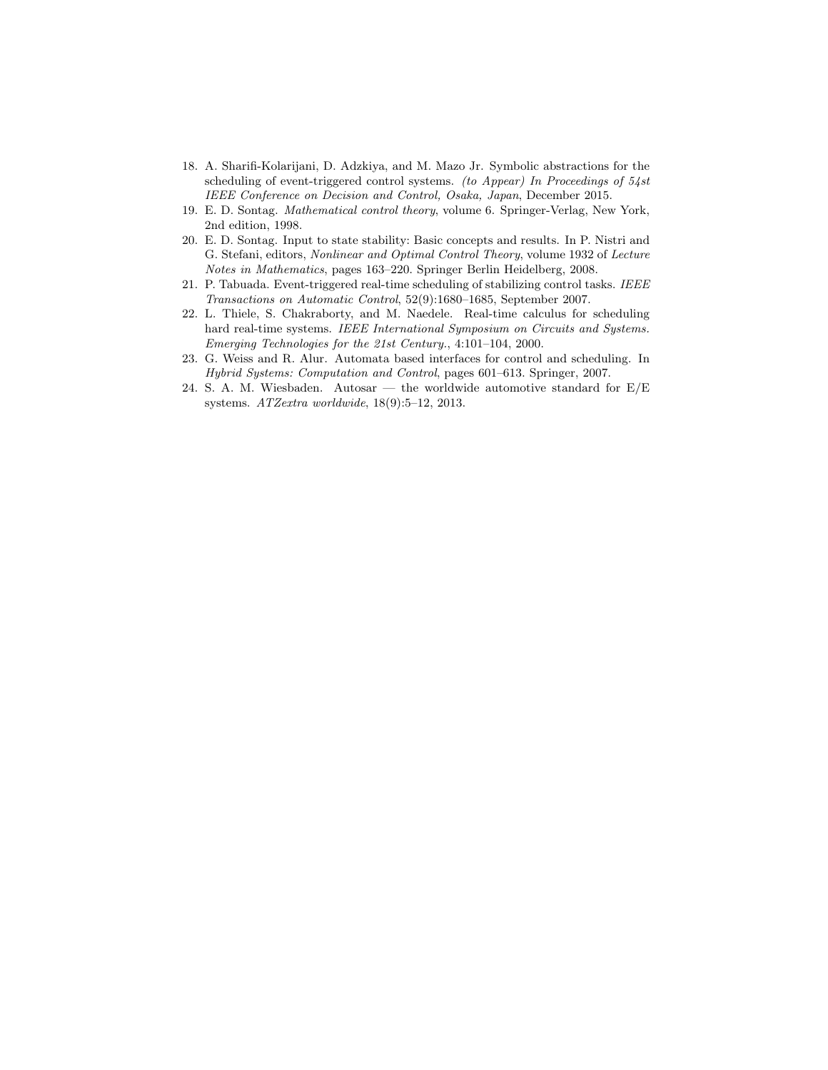18. A. Sharifi-Kolarijani, D. Adzkiya, and M. Mazo Jr. Symbolic abstractions for the scheduling of event-triggered control systems. *(to Appear) In Proceedings of 54st IEEE Conference on Decision and Control, Osaka, Japan*, December 2015.
19. E. D. Sontag. *Mathematical control theory*, volume 6. Springer-Verlag, New York, 2nd edition, 1998.
20. E. D. Sontag. Input to state stability: Basic concepts and results. In P. Nistri and G. Stefani, editors, *Nonlinear and Optimal Control Theory*, volume 1932 of *Lecture Notes in Mathematics*, pages 163–220. Springer Berlin Heidelberg, 2008.
21. P. Tabuada. Event-triggered real-time scheduling of stabilizing control tasks. *IEEE Transactions on Automatic Control*, 52(9):1680–1685, September 2007.
22. L. Thiele, S. Chakraborty, and M. Naedele. Real-time calculus for scheduling hard real-time systems. *IEEE International Symposium on Circuits and Systems. Emerging Technologies for the 21st Century.*, 4:101–104, 2000.
23. G. Weiss and R. Alur. Automata based interfaces for control and scheduling. In *Hybrid Systems: Computation and Control*, pages 601–613. Springer, 2007.
24. S. A. M. Wiesbaden. Autosar — the worldwide automotive standard for E/E systems. *ATZextra worldwide*, 18(9):5–12, 2013.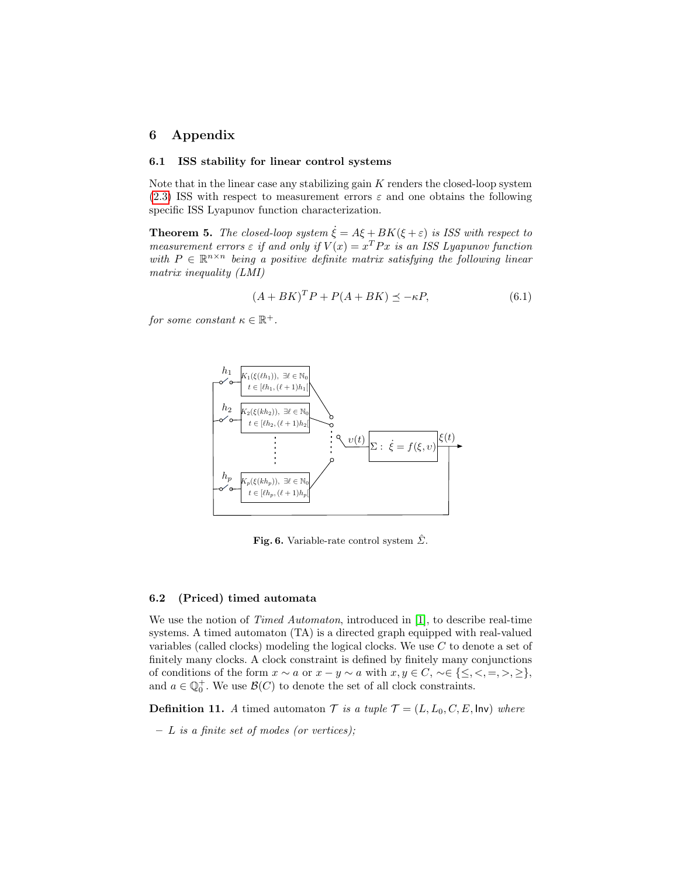# 6 Appendix

## 6.1 ISS stability for linear control systems

Note that in the linear case any stabilizing gain $K$ renders the closed-loop system (2.3) ISS with respect to measurement errors $\varepsilon$ and one obtains the following specific ISS Lyapunov function characterization.

**Theorem 5.** *The closed-loop system $\dot{\xi} = A\xi + BK(\xi + \varepsilon)$ is ISS with respect to measurement errors $\varepsilon$ if and only if $V(x) = x^T P x$ is an ISS Lyapunov function with $P \in \mathbb{R}^{n \times n}$ being a positive definite matrix satisfying the following linear matrix inequality (LMI)*

$$(A + BK)^T P + P(A + BK) \preceq -\kappa P, \tag{6.1}$$

*for some constant $\kappa \in \mathbb{R}^+$.*

**Fig. 6.** Variable-rate control system $\hat{\Sigma}$.

## 6.2 (Priced) timed automata

We use the notion of *Timed Automaton*, introduced in [1], to describe real-time systems. A timed automaton (TA) is a directed graph equipped with real-valued variables (called clocks) modeling the logical clocks. We use $C$ to denote a set of finitely many clocks. A clock constraint is defined by finitely many conjunctions of conditions of the form $x \sim a$ or $x - y \sim a$ with $x, y \in C$, $\sim \in \{\leq, <, =, >, \geq\}$, and $a \in \mathbb{Q}_0^+$. We use $\mathcal{B}(C)$ to denote the set of all clock constraints.

**Definition 11.** *A timed automaton $\mathcal{T}$ is a tuple $\mathcal{T} = (L, L_0, C, E, \mathsf{Inv})$ where*

- *$L$ is a finite set of modes (or vertices);*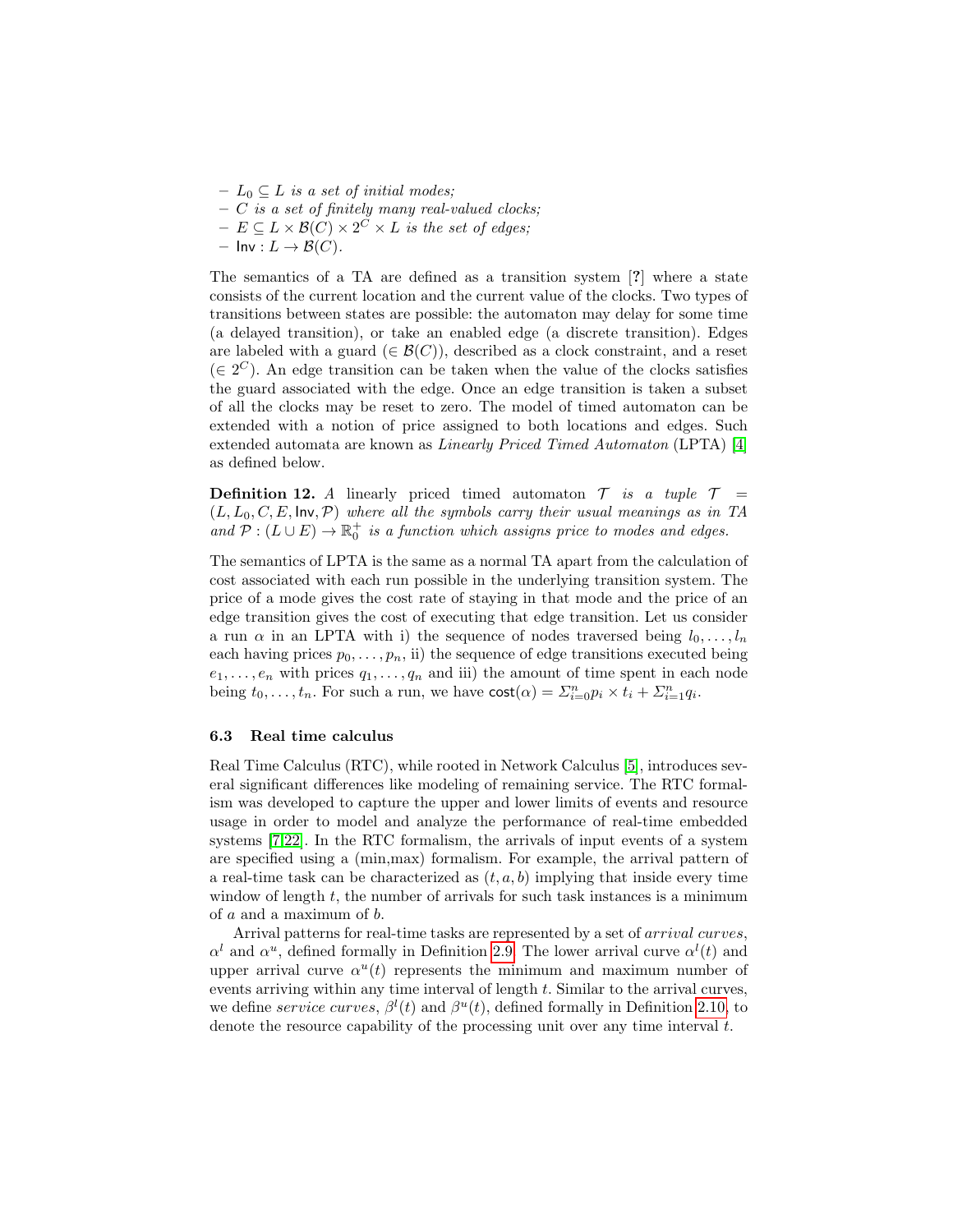- $L_0 \subseteq L$ *is a set of initial modes;*
- $C$ *is a set of finitely many real-valued clocks;*
- $E \subseteq L \times \mathcal{B}(C) \times 2^C \times L$ *is the set of edges;*
- $\mathsf{Inv} : L \rightarrow \mathcal{B}(C)$.

The semantics of a TA are defined as a transition system [**?**] where a state consists of the current location and the current value of the clocks. Two types of transitions between states are possible: the automaton may delay for some time (a delayed transition), or take an enabled edge (a discrete transition). Edges are labeled with a guard ($\in \mathcal{B}(C)$), described as a clock constraint, and a reset ($\in 2^C$). An edge transition can be taken when the value of the clocks satisfies the guard associated with the edge. Once an edge transition is taken a subset of all the clocks may be reset to zero. The model of timed automaton can be extended with a notion of price assigned to both locations and edges. Such extended automata are known as *Linearly Priced Timed Automaton* (LPTA) [4] as defined below.

**Definition 12.** *A* linearly priced timed automaton $\mathcal{T}$ *is a tuple* $\mathcal{T} = (L, L_0, C, E, \mathsf{Inv}, \mathcal{P})$ *where all the symbols carry their usual meanings as in TA and* $\mathcal{P} : (L \cup E) \rightarrow \mathbb{R}_0^+$ *is a function which assigns price to modes and edges.*

The semantics of LPTA is the same as a normal TA apart from the calculation of cost associated with each run possible in the underlying transition system. The price of a mode gives the cost rate of staying in that mode and the price of an edge transition gives the cost of executing that edge transition. Let us consider a run $\alpha$ in an LPTA with i) the sequence of nodes traversed being $l_0, \ldots, l_n$ each having prices $p_0, \ldots, p_n$, ii) the sequence of edge transitions executed being $e_1, \ldots, e_n$ with prices $q_1, \ldots, q_n$ and iii) the amount of time spent in each node being $t_0, \ldots, t_n$. For such a run, we have $\mathsf{cost}(\alpha) = \Sigma_{i=0}^{n} p_i \times t_i + \Sigma_{i=1}^{n} q_i$.

### 6.3 Real time calculus

Real Time Calculus (RTC), while rooted in Network Calculus [5], introduces several significant differences like modeling of remaining service. The RTC formalism was developed to capture the upper and lower limits of events and resource usage in order to model and analyze the performance of real-time embedded systems [7,22]. In the RTC formalism, the arrivals of input events of a system are specified using a (min,max) formalism. For example, the arrival pattern of a real-time task can be characterized as $(t, a, b)$ implying that inside every time window of length $t$, the number of arrivals for such task instances is a minimum of $a$ and a maximum of $b$.

Arrival patterns for real-time tasks are represented by a set of *arrival curves*, $\alpha^l$ and $\alpha^u$, defined formally in Definition 2.9. The lower arrival curve $\alpha^l(t)$ and upper arrival curve $\alpha^u(t)$ represents the minimum and maximum number of events arriving within any time interval of length $t$. Similar to the arrival curves, we define *service curves*, $\beta^l(t)$ and $\beta^u(t)$, defined formally in Definition 2.10, to denote the resource capability of the processing unit over any time interval $t$.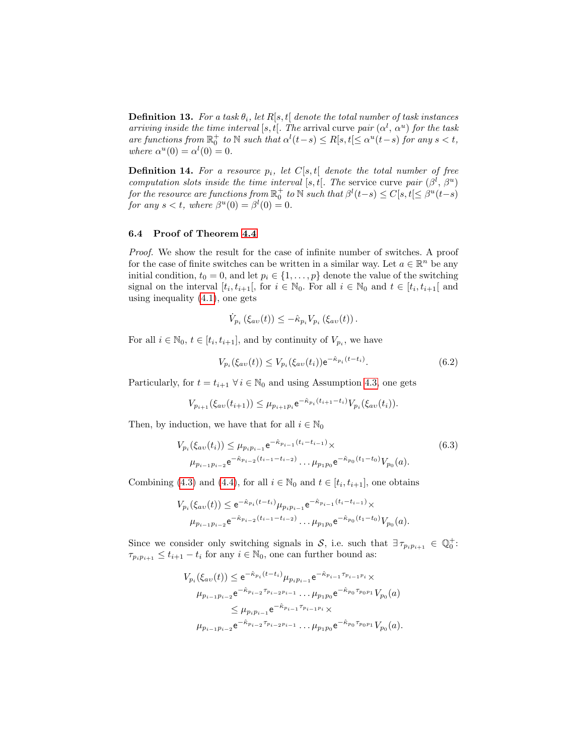**Definition 13.** *For a task $\theta_i$, let $R[s,t[$ denote the total number of task instances arriving inside the time interval $[s,t[$. The* arrival curve pair $(\alpha^l,\ \alpha^u)$ *for the task are functions from $\mathbb{R}_0^+$ to $\mathbb{N}$ such that $\alpha^l(t-s) \le R[s,t[ \le \alpha^u(t-s)$ for any $s < t$, where $\alpha^u(0) = \alpha^l(0) = 0$.*

**Definition 14.** *For a resource $p_i$, let $C[s,t[$ denote the total number of free computation slots inside the time interval $[s,t[$. The* service curve pair $(\beta^l,\ \beta^u)$ *for the resource are functions from $\mathbb{R}_0^+$ to $\mathbb{N}$ such that $\beta^l(t-s) \le C[s,t[ \le \beta^u(t-s)$ for any $s < t$, where $\beta^u(0) = \beta^l(0) = 0$.*

### 6.4 Proof of Theorem 4.4

*Proof.* We show the result for the case of infinite number of switches. A proof for the case of finite switches can be written in a similar way. Let $a \in \mathbb{R}^n$ be any initial condition, $t_0 = 0$, and let $p_i \in \{1, \ldots, p\}$ denote the value of the switching signal on the interval $[t_i, t_{i+1}[$, for $i \in \mathbb{N}_0$. For all $i \in \mathbb{N}_0$ and $t \in [t_i, t_{i+1}[$ and using inequality (4.1), one gets

$$\dot{V}_{p_i}\left(\xi_{av}(t)\right) \le -\hat{\kappa}_{p_i} V_{p_i}\left(\xi_{av}(t)\right).$$

For all $i \in \mathbb{N}_0$, $t \in [t_i, t_{i+1}]$, and by continuity of $V_{p_i}$, we have

$$V_{p_i}(\xi_{av}(t)) \le V_{p_i}(\xi_{av}(t_i))\mathsf{e}^{-\hat{\kappa}_{p_i}(t-t_i)}. \tag{6.2}$$

Particularly, for $t = t_{i+1}\ \forall\, i \in \mathbb{N}_0$ and using Assumption 4.3, one gets

$$V_{p_{i+1}}(\xi_{av}(t_{i+1})) \le \mu_{p_{i+1}p_i}\mathsf{e}^{-\hat{\kappa}_{p_i}(t_{i+1}-t_i)}V_{p_i}(\xi_{av}(t_i)).$$

Then, by induction, we have that for all $i \in \mathbb{N}_0$

$$\begin{aligned} V_{p_i}(\xi_{av}(t_i)) \le\ & \mu_{p_i p_{i-1}}\mathsf{e}^{-\hat{\kappa}_{p_{i-1}}(t_i - t_{i-1})}\times \\ & \mu_{p_{i-1}p_{i-2}}\mathsf{e}^{-\hat{\kappa}_{p_{i-2}}(t_{i-1}-t_{i-2})}\ldots\mu_{p_1 p_0}\mathsf{e}^{-\hat{\kappa}_{p_0}(t_1-t_0)}V_{p_0}(a). \end{aligned} \tag{6.3}$$

Combining (4.3) and (4.4), for all $i \in \mathbb{N}_0$ and $t \in [t_i, t_{i+1}]$, one obtains

$$\begin{aligned} V_{p_i}(\xi_{av}(t)) \le\ & \mathsf{e}^{-\hat{\kappa}_{p_i}(t-t_i)}\mu_{p_i p_{i-1}}\mathsf{e}^{-\hat{\kappa}_{p_{i-1}}(t_i-t_{i-1})}\times \\ & \mu_{p_{i-1}p_{i-2}}\mathsf{e}^{-\hat{\kappa}_{p_{i-2}}(t_{i-1}-t_{i-2})}\ldots\mu_{p_1 p_0}\mathsf{e}^{-\hat{\kappa}_{p_0}(t_1-t_0)}V_{p_0}(a). \end{aligned}$$

Since we consider only switching signals in $\mathcal{S}$, i.e. such that $\exists\, \tau_{p_i p_{i+1}} \in \mathbb{Q}_0^+$: $\tau_{p_i p_{i+1}} \le t_{i+1} - t_i$ for any $i \in \mathbb{N}_0$, one can further bound as:

$$\begin{aligned} V_{p_i}(\xi_{av}(t)) \le\ & \mathsf{e}^{-\hat{\kappa}_{p_i}(t-t_i)}\mu_{p_i p_{i-1}}\mathsf{e}^{-\hat{\kappa}_{p_{i-1}}\tau_{p_{i-1}p_i}}\times \\ & \mu_{p_{i-1}p_{i-2}}\mathsf{e}^{-\hat{\kappa}_{p_{i-2}}\tau_{p_{i-2}p_{i-1}}}\ldots\mu_{p_1 p_0}\mathsf{e}^{-\hat{\kappa}_{p_0}\tau_{p_0 p_1}}V_{p_0}(a) \\ \le\ & \mu_{p_i p_{i-1}}\mathsf{e}^{-\hat{\kappa}_{p_{i-1}}\tau_{p_{i-1}p_i}}\times \\ & \mu_{p_{i-1}p_{i-2}}\mathsf{e}^{-\hat{\kappa}_{p_{i-2}}\tau_{p_{i-2}p_{i-1}}}\ldots\mu_{p_1 p_0}\mathsf{e}^{-\hat{\kappa}_{p_0}\tau_{p_0 p_1}}V_{p_0}(a). \end{aligned}$$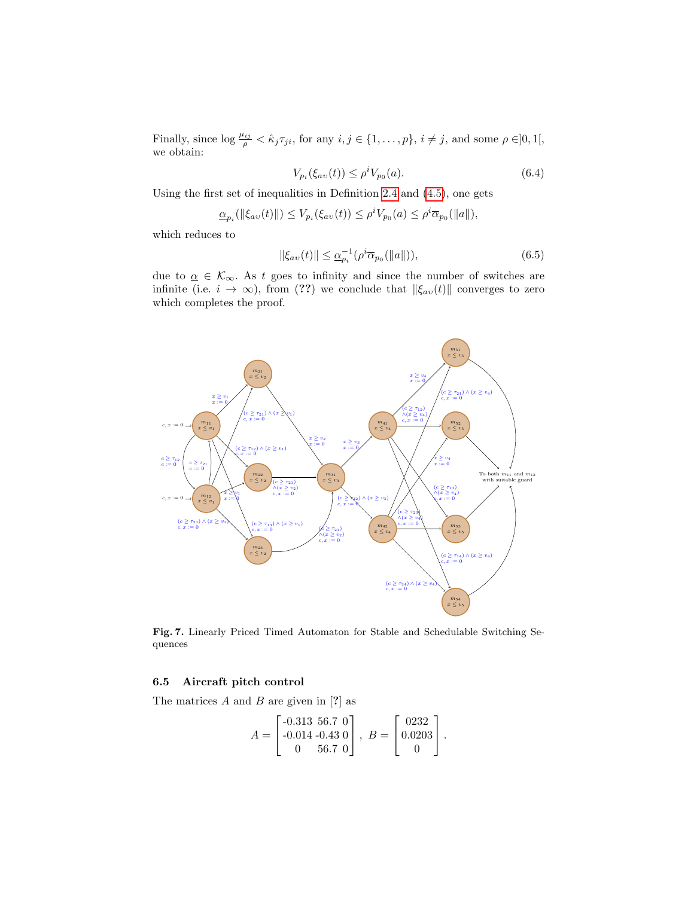Finally, since $\log \frac{\mu_{ij}}{\rho} < \hat{\kappa}_j \tau_{ji}$, for any $i, j \in \{1, \dots, p\}$, $i \neq j$, and some $\rho \in ]0, 1[$, we obtain:

$$V_{p_i}(\xi_{av}(t)) \leq \rho^i V_{p_0}(a). \tag{6.4}$$

Using the first set of inequalities in Definition 2.4 and (4.5), one gets

$$\underline{\alpha}_{p_i}(\|\xi_{av}(t)\|) \leq V_{p_i}(\xi_{av}(t)) \leq \rho^i V_{p_0}(a) \leq \rho^i \overline{\alpha}_{p_0}(\|a\|),$$

which reduces to

$$\|\xi_{av}(t)\| \leq \underline{\alpha}_{p_i}^{-1}(\rho^i \overline{\alpha}_{p_0}(\|a\|)), \tag{6.5}$$

due to $\underline{\alpha} \in \mathcal{K}_\infty$. As $t$ goes to infinity and since the number of switches are infinite (i.e. $i \to \infty$), from (**??**) we conclude that $\|\xi_{av}(t)\|$ converges to zero which completes the proof.

**Fig. 7.** Linearly Priced Timed Automaton for Stable and Schedulable Switching Sequences

### 6.5 Aircraft pitch control

The matrices $A$ and $B$ are given in [**?**] as

$$A = \begin{bmatrix} \text{-0.313} & 56.7 & 0 \\ \text{-0.014} & \text{-0.43} & 0 \\ 0 & 56.7 & 0 \end{bmatrix}, \; B = \begin{bmatrix} 0232 \\ 0.0203 \\ 0 \end{bmatrix}.$$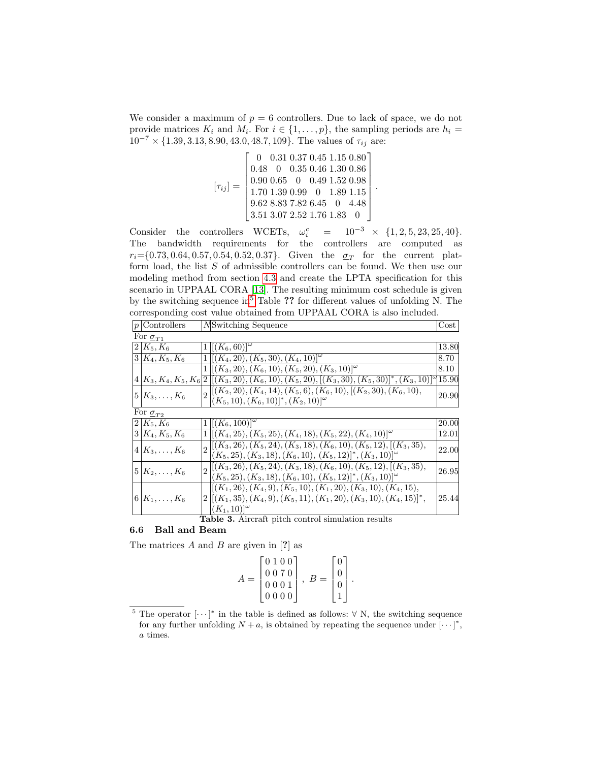We consider a maximum of $p = 6$ controllers. Due to lack of space, we do not provide matrices $K_i$ and $M_i$. For $i \in \{1, \ldots, p\}$, the sampling periods are $h_i = 10^{-7} \times \{1.39, 3.13, 8.90, 43.0, 48.7, 109\}$. The values of $\tau_{ij}$ are:

$$[\tau_{ij}] = \begin{bmatrix} 0 & 0.31 & 0.37 & 0.45 & 1.15 & 0.80 \\ 0.48 & 0 & 0.35 & 0.46 & 1.30 & 0.86 \\ 0.90 & 0.65 & 0 & 0.49 & 1.52 & 0.98 \\ 1.70 & 1.39 & 0.99 & 0 & 1.89 & 1.15 \\ 9.62 & 8.83 & 7.82 & 6.45 & 0 & 4.48 \\ 3.51 & 3.07 & 2.52 & 1.76 & 1.83 & 0 \end{bmatrix}.$$

Consider the controllers WCETs, $\omega_i^c = 10^{-3} \times \{1, 2, 5, 23, 25, 40\}$. The bandwidth requirements for the controllers are computed as $r_i$=$\{0.73, 0.64, 0.57, 0.54, 0.52, 0.37\}$. Given the $\underline{\sigma}_T$ for the current platform load, the list $S$ of admissible controllers can be found. We then use our modeling method from section 4.3 and create the LPTA specification for this scenario in UPPAAL CORA [13]. The resulting minimum cost schedule is given by the switching sequence in[5] Table ?? for different values of unfolding N. The corresponding cost value obtained from UPPAAL CORA is also included.

| $p$ | Controllers | $N$ | Switching Sequence | Cost |
|---|---|---|---|---|
| For $\underline{\sigma}_{T1}$ | | | | |
| 2 | $K_5, K_6$ | 1 | $[(K_6, 60)]^\omega$ | 13.80 |
| 3 | $K_4, K_5, K_6$ | 1 | $[(K_4, 20), (K_5, 30), (K_4, 10)]^\omega$ | 8.70 |
| 4 | $K_3, K_4, K_5, K_6$ | 1 | $[(K_3, 20), (K_6, 10), (K_5, 20), (K_3, 10)]^\omega$ | 8.10 |
| | | 2 | $[(K_3, 20), (K_6, 10), (K_5, 20), [(K_3, 30), (K_5, 30)]^*, (K_3, 10)]^\omega$ | 15.90 |
| 5 | $K_3, \ldots, K_6$ | 2 | $[(K_2, 20), (K_4, 14), (K_5, 6), (K_6, 10), [(K_2, 30), (K_6, 10), (K_5, 10), (K_6, 10)]^*, (K_2, 10)]^\omega$ | 20.90 |
| For $\underline{\sigma}_{T2}$ | | | | |
| 2 | $K_5, K_6$ | 1 | $[(K_6, 100)]^\omega$ | 20.00 |
| 3 | $K_4, K_5, K_6$ | 1 | $[(K_4, 25), (K_5, 25), (K_4, 18), (K_5, 22), (K_4, 10)]^\omega$ | 12.01 |
| 4 | $K_3, \ldots, K_6$ | 2 | $[(K_3, 26), (K_5, 24), (K_3, 18), (K_6, 10), (K_5, 12), [(K_3, 35), (K_5, 25), (K_3, 18), (K_6, 10), (K_5, 12)]^*, (K_3, 10)]^\omega$ | 22.00 |
| 5 | $K_2, \ldots, K_6$ | 2 | $[(K_3, 26), (K_5, 24), (K_3, 18), (K_6, 10), (K_5, 12), [(K_3, 35), (K_5, 25), (K_3, 18), (K_6, 10), (K_5, 12)]^*, (K_3, 10)]^\omega$ | 26.95 |
| 6 | $K_1, \ldots, K_6$ | 2 | $[(K_1, 26), (K_4, 9), (K_5, 10), (K_1, 20), (K_3, 10), (K_4, 15), [(K_1, 35), (K_4, 9), (K_5, 11), (K_1, 20), (K_3, 10), (K_4, 15)]^*, (K_1, 10)]^\omega$ | 25.44 |

**Table 3.** Aircraft pitch control simulation results

### 6.6 Ball and Beam

The matrices $A$ and $B$ are given in [?] as

$$A = \begin{bmatrix} 0 & 1 & 0 & 0 \\ 0 & 0 & 7 & 0 \\ 0 & 0 & 0 & 1 \\ 0 & 0 & 0 & 0 \end{bmatrix}, \; B = \begin{bmatrix} 0 \\ 0 \\ 0 \\ 1 \end{bmatrix}.$$

[5] The operator $[\cdots]^*$ in the table is defined as follows: $\forall$ N, the switching sequence for any further unfolding $N + a$, is obtained by repeating the sequence under $[\cdots]^*$, $a$ times.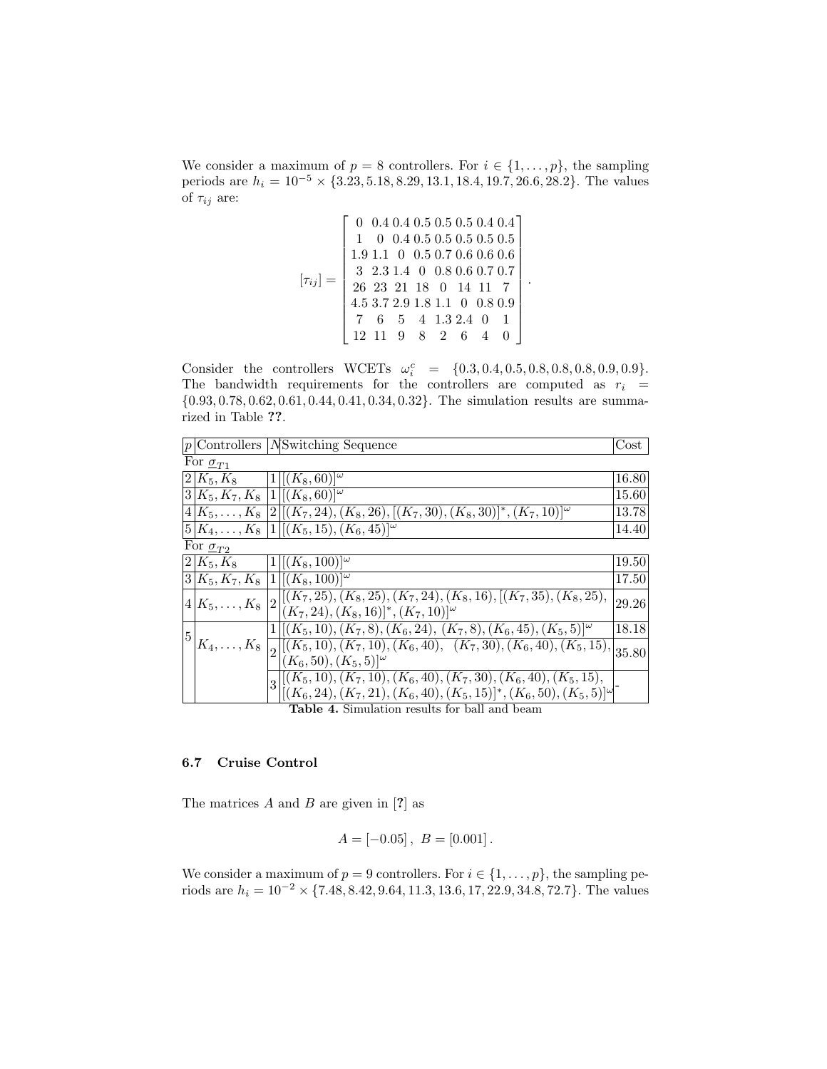We consider a maximum of $p = 8$ controllers. For $i \in \{1, \ldots, p\}$, the sampling periods are $h_i = 10^{-5} \times \{3.23, 5.18, 8.29, 13.1, 18.4, 19.7, 26.6, 28.2\}$. The values of $\tau_{ij}$ are:

$$[\tau_{ij}] = \begin{bmatrix} 0 & 0.4 & 0.4 & 0.5 & 0.5 & 0.5 & 0.4 & 0.4 \\ 1 & 0 & 0.4 & 0.5 & 0.5 & 0.5 & 0.5 & 0.5 \\ 1.9 & 1.1 & 0 & 0.5 & 0.7 & 0.6 & 0.6 & 0.6 \\ 3 & 2.3 & 1.4 & 0 & 0.8 & 0.6 & 0.7 & 0.7 \\ 26 & 23 & 21 & 18 & 0 & 14 & 11 & 7 \\ 4.5 & 3.7 & 2.9 & 1.8 & 1.1 & 0 & 0.8 & 0.9 \\ 7 & 6 & 5 & 4 & 1.3 & 2.4 & 0 & 1 \\ 12 & 11 & 9 & 8 & 2 & 6 & 4 & 0 \end{bmatrix}.$$

Consider the controllers WCETs $\omega_i^c = \{0.3, 0.4, 0.5, 0.8, 0.8, 0.8, 0.9, 0.9\}$. The bandwidth requirements for the controllers are computed as $r_i = \{0.93, 0.78, 0.62, 0.61, 0.44, 0.41, 0.34, 0.32\}$. The simulation results are summarized in Table **??**.

| $p$ | Controllers | $N$ | Switching Sequence | Cost |
|---|---|---|---|---|
| For $\underline{\sigma}_{T1}$ | | | | |
| 2 | $K_5, K_8$ | 1 | $[(K_8, 60)]^\omega$ | 16.80 |
| 3 | $K_5, K_7, K_8$ | 1 | $[(K_8, 60)]^\omega$ | 15.60 |
| 4 | $K_5, \ldots, K_8$ | 2 | $[(K_7, 24), (K_8, 26), [(K_7, 30), (K_8, 30)]^*, (K_7, 10)]^\omega$ | 13.78 |
| 5 | $K_4, \ldots, K_8$ | 1 | $[(K_5, 15), (K_6, 45)]^\omega$ | 14.40 |
| For $\underline{\sigma}_{T2}$ | | | | |
| 2 | $K_5, K_8$ | 1 | $[(K_8, 100)]^\omega$ | 19.50 |
| 3 | $K_5, K_7, K_8$ | 1 | $[(K_8, 100)]^\omega$ | 17.50 |
| 4 | $K_5, \ldots, K_8$ | 2 | $[(K_7, 25), (K_8, 25), (K_7, 24), (K_8, 16), [(K_7, 35), (K_8, 25), (K_7, 24), (K_8, 16)]^*, (K_7, 10)]^\omega$ | 29.26 |
| 5 | $K_4, \ldots, K_8$ | 1 | $[(K_5, 10), (K_7, 8), (K_6, 24), (K_7, 8), (K_6, 45), (K_5, 5)]^\omega$ | 18.18 |
| | | 2 | $[(K_5, 10), (K_7, 10), (K_6, 40), (K_7, 30), (K_6, 40), (K_5, 15), (K_6, 50), (K_5, 5)]^\omega$ | 35.80 |
| | | 3 | $[(K_5, 10), (K_7, 10), (K_6, 40), (K_7, 30), (K_6, 40), (K_5, 15), [(K_6, 24), (K_7, 21), (K_6, 40), (K_5, 15)]^*, (K_6, 50), (K_5, 5)]^\omega$ | - |

**Table 4.** Simulation results for ball and beam

### 6.7 Cruise Control

The matrices $A$ and $B$ are given in [**?**] as

$$A = [-0.05]\,,\ B = [0.001]\,.$$

We consider a maximum of $p = 9$ controllers. For $i \in \{1, \ldots, p\}$, the sampling periods are $h_i = 10^{-2} \times \{7.48, 8.42, 9.64, 11.3, 13.6, 17, 22.9, 34.8, 72.7\}$. The values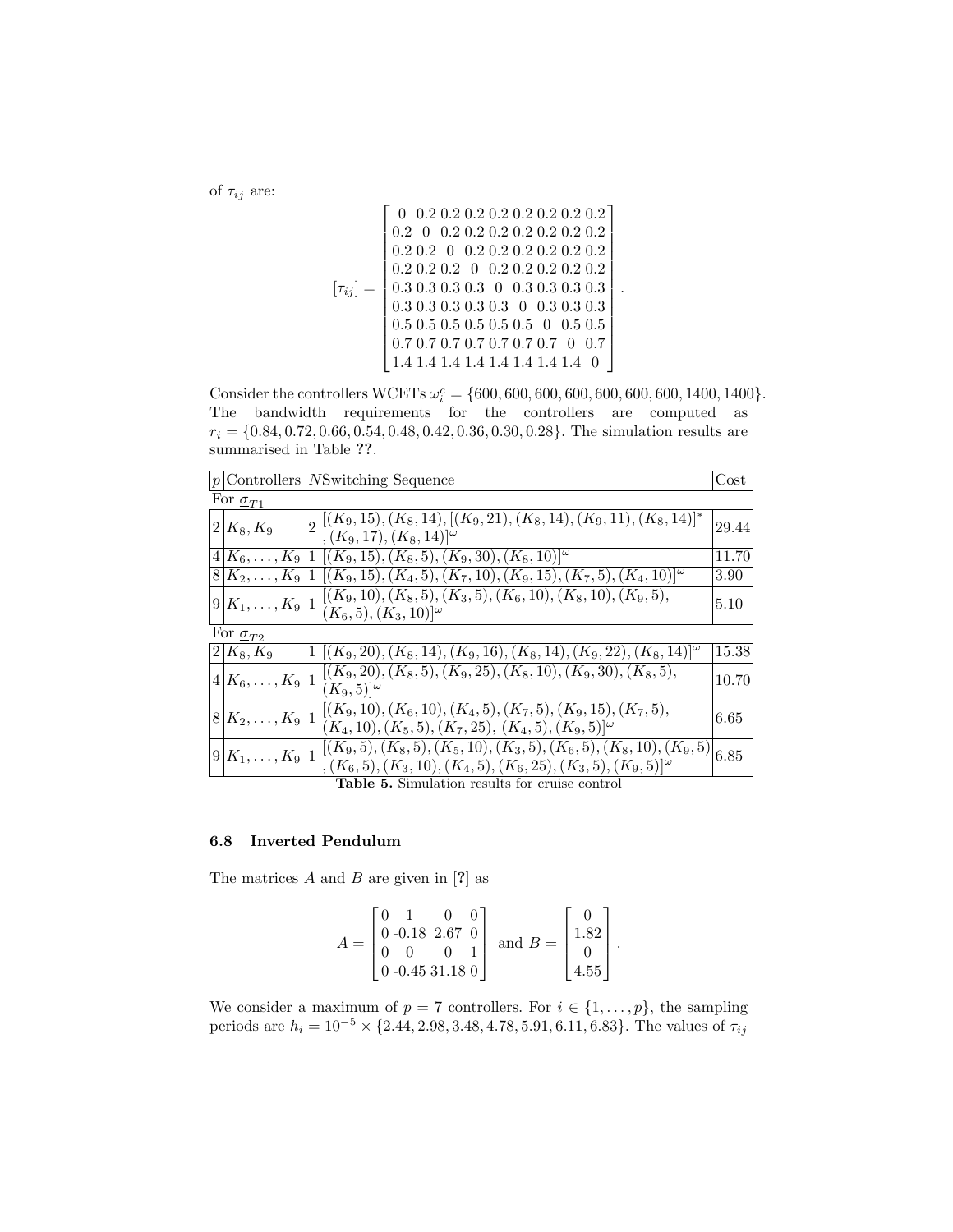of $\tau_{ij}$ are:

$$[\tau_{ij}] = \begin{bmatrix} 0 & 0.2 & 0.2 & 0.2 & 0.2 & 0.2 & 0.2 & 0.2 & 0.2 \\ 0.2 & 0 & 0.2 & 0.2 & 0.2 & 0.2 & 0.2 & 0.2 & 0.2 \\ 0.2 & 0.2 & 0 & 0.2 & 0.2 & 0.2 & 0.2 & 0.2 & 0.2 \\ 0.2 & 0.2 & 0.2 & 0 & 0.2 & 0.2 & 0.2 & 0.2 & 0.2 \\ 0.3 & 0.3 & 0.3 & 0.3 & 0 & 0.3 & 0.3 & 0.3 & 0.3 \\ 0.3 & 0.3 & 0.3 & 0.3 & 0.3 & 0 & 0.3 & 0.3 & 0.3 \\ 0.5 & 0.5 & 0.5 & 0.5 & 0.5 & 0.5 & 0 & 0.5 & 0.5 \\ 0.7 & 0.7 & 0.7 & 0.7 & 0.7 & 0.7 & 0.7 & 0 & 0.7 \\ 1.4 & 1.4 & 1.4 & 1.4 & 1.4 & 1.4 & 1.4 & 1.4 & 0 \end{bmatrix}.$$

Consider the controllers WCETs $\omega_i^c = \{600, 600, 600, 600, 600, 600, 600, 1400, 1400\}$. The bandwidth requirements for the controllers are computed as $r_i = \{0.84, 0.72, 0.66, 0.54, 0.48, 0.42, 0.36, 0.30, 0.28\}$. The simulation results are summarised in Table **??**.

| $p$ | Controllers | $N$ | Switching Sequence | Cost |
|---|---|---|---|---|
| For $\underline{\sigma}_{T1}$ | | | | |
| 2 | $K_8, K_9$ | 2 | $[(K_9,15),(K_8,14),[(K_9,21),(K_8,14),(K_9,11),(K_8,14)]^*,(K_9,17),(K_8,14)]^\omega$ | 29.44 |
| 4 | $K_6,\ldots,K_9$ | 1 | $[(K_9,15),(K_8,5),(K_9,30),(K_8,10)]^\omega$ | 11.70 |
| 8 | $K_2,\ldots,K_9$ | 1 | $[(K_9,15),(K_4,5),(K_7,10),(K_9,15),(K_7,5),(K_4,10)]^\omega$ | 3.90 |
| 9 | $K_1,\ldots,K_9$ | 1 | $[(K_9,10),(K_8,5),(K_3,5),(K_6,10),(K_8,10),(K_9,5),(K_6,5),(K_3,10)]^\omega$ | 5.10 |
| For $\underline{\sigma}_{T2}$ | | | | |
| 2 | $K_8, K_9$ | 1 | $[(K_9,20),(K_8,14),(K_9,16),(K_8,14),(K_9,22),(K_8,14)]^\omega$ | 15.38 |
| 4 | $K_6,\ldots,K_9$ | 1 | $[(K_9,20),(K_8,5),(K_9,25),(K_8,10),(K_9,30),(K_8,5),(K_9,5)]^\omega$ | 10.70 |
| 8 | $K_2,\ldots,K_9$ | 1 | $[(K_9,10),(K_6,10),(K_4,5),(K_7,5),(K_9,15),(K_7,5),(K_4,10),(K_5,5),(K_7,25),(K_4,5),(K_9,5)]^\omega$ | 6.65 |
| 9 | $K_1,\ldots,K_9$ | 1 | $[(K_9,5),(K_8,5),(K_5,10),(K_3,5),(K_6,5),(K_8,10),(K_9,5),(K_6,5),(K_3,10),(K_4,5),(K_6,25),(K_3,5),(K_9,5)]^\omega$ | 6.85 |

**Table 5.** Simulation results for cruise control

### 6.8 Inverted Pendulum

The matrices $A$ and $B$ are given in [**?**] as

$$A = \begin{bmatrix} 0 & 1 & 0 & 0 \\ 0 & -0.18 & 2.67 & 0 \\ 0 & 0 & 0 & 1 \\ 0 & -0.45 & 31.18 & 0 \end{bmatrix} \text{ and } B = \begin{bmatrix} 0 \\ 1.82 \\ 0 \\ 4.55 \end{bmatrix}.$$

We consider a maximum of $p = 7$ controllers. For $i \in \{1, \ldots, p\}$, the sampling periods are $h_i = 10^{-5} \times \{2.44, 2.98, 3.48, 4.78, 5.91, 6.11, 6.83\}$. The values of $\tau_{ij}$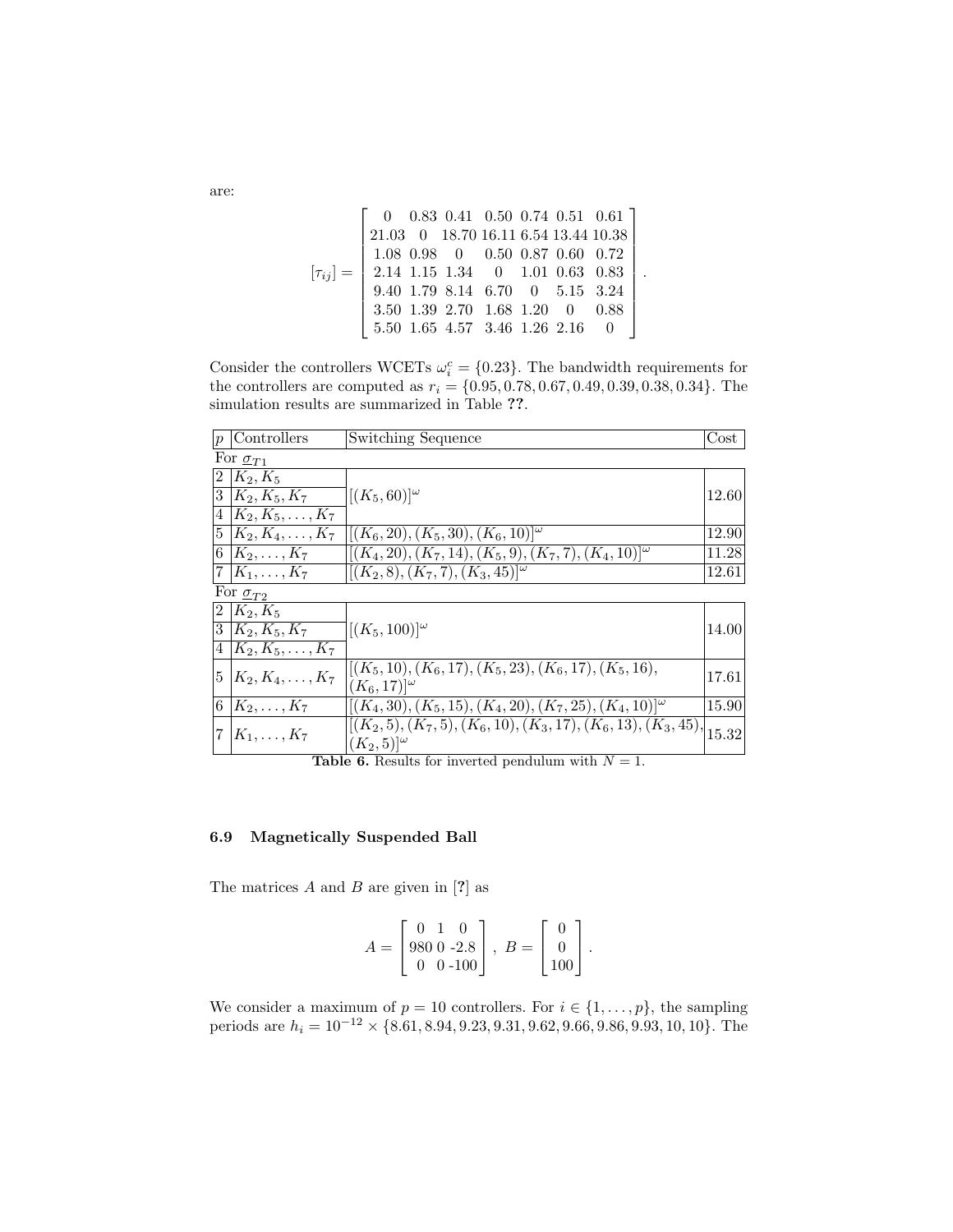are:

$$[\tau_{ij}] = \begin{bmatrix} 0 & 0.83 & 0.41 & 0.50 & 0.74 & 0.51 & 0.61 \\ 21.03 & 0 & 18.70 & 16.11 & 6.54 & 13.44 & 10.38 \\ 1.08 & 0.98 & 0 & 0.50 & 0.87 & 0.60 & 0.72 \\ 2.14 & 1.15 & 1.34 & 0 & 1.01 & 0.63 & 0.83 \\ 9.40 & 1.79 & 8.14 & 6.70 & 0 & 5.15 & 3.24 \\ 3.50 & 1.39 & 2.70 & 1.68 & 1.20 & 0 & 0.88 \\ 5.50 & 1.65 & 4.57 & 3.46 & 1.26 & 2.16 & 0 \end{bmatrix}.$$

Consider the controllers WCETs $\omega_i^c = \{0.23\}$. The bandwidth requirements for the controllers are computed as $r_i = \{0.95, 0.78, 0.67, 0.49, 0.39, 0.38, 0.34\}$. The simulation results are summarized in Table ??.

| $p$ | Controllers | Switching Sequence | Cost |
|---|---|---|---|
| For $\underline{\sigma}_{T1}$ | | | |
| 2 | $K_2, K_5$ | $[(K_5, 60)]^\omega$ | 12.60 |
| 3 | $K_2, K_5, K_7$ | | |
| 4 | $K_2, K_5, \ldots, K_7$ | | |
| 5 | $K_2, K_4, \ldots, K_7$ | $[(K_6, 20), (K_5, 30), (K_6, 10)]^\omega$ | 12.90 |
| 6 | $K_2, \ldots, K_7$ | $[(K_4, 20), (K_7, 14), (K_5, 9), (K_7, 7), (K_4, 10)]^\omega$ | 11.28 |
| 7 | $K_1, \ldots, K_7$ | $[(K_2, 8), (K_7, 7), (K_3, 45)]^\omega$ | 12.61 |
| For $\underline{\sigma}_{T2}$ | | | |
| 2 | $K_2, K_5$ | $[(K_5, 100)]^\omega$ | 14.00 |
| 3 | $K_2, K_5, K_7$ | | |
| 4 | $K_2, K_5, \ldots, K_7$ | | |
| 5 | $K_2, K_4, \ldots, K_7$ | $[(K_5, 10), (K_6, 17), (K_5, 23), (K_6, 17), (K_5, 16), (K_6, 17)]^\omega$ | 17.61 |
| 6 | $K_2, \ldots, K_7$ | $[(K_4, 30), (K_5, 15), (K_4, 20), (K_7, 25), (K_4, 10)]^\omega$ | 15.90 |
| 7 | $K_1, \ldots, K_7$ | $[(K_2, 5), (K_7, 5), (K_6, 10), (K_3, 17), (K_6, 13), (K_3, 45), (K_2, 5)]^\omega$ | 15.32 |

**Table 6.** Results for inverted pendulum with $N = 1$.

### 6.9 Magnetically Suspended Ball

The matrices $A$ and $B$ are given in [?] as

$$A = \begin{bmatrix} 0 & 1 & 0 \\ 980 & 0 & -2.8 \\ 0 & 0 & -100 \end{bmatrix}, \; B = \begin{bmatrix} 0 \\ 0 \\ 100 \end{bmatrix}.$$

We consider a maximum of $p = 10$ controllers. For $i \in \{1, \ldots, p\}$, the sampling periods are $h_i = 10^{-12} \times \{8.61, 8.94, 9.23, 9.31, 9.62, 9.66, 9.86, 9.93, 10, 10\}$. The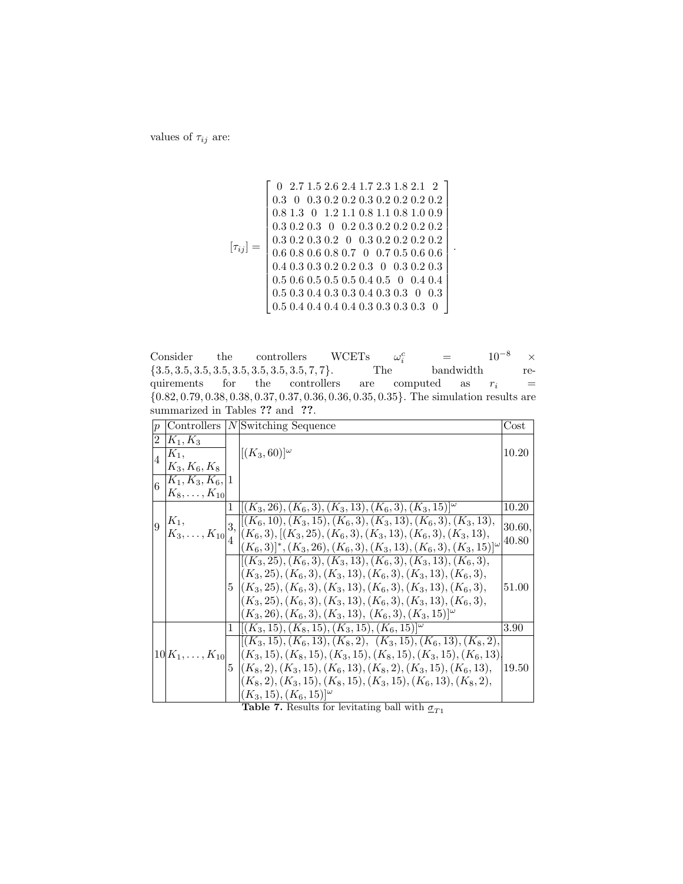values of $\tau_{ij}$ are:

$$
[\tau_{ij}] = \begin{bmatrix}
0 & 2.7 & 1.5 & 2.6 & 2.4 & 1.7 & 2.3 & 1.8 & 2.1 & 2 \\
0.3 & 0 & 0.3 & 0.2 & 0.2 & 0.3 & 0.2 & 0.2 & 0.2 & 0.2 \\
0.8 & 1.3 & 0 & 1.2 & 1.1 & 0.8 & 1.1 & 0.8 & 1.0 & 0.9 \\
0.3 & 0.2 & 0.3 & 0 & 0.2 & 0.3 & 0.2 & 0.2 & 0.2 & 0.2 \\
0.3 & 0.2 & 0.3 & 0.2 & 0 & 0.3 & 0.2 & 0.2 & 0.2 & 0.2 \\
0.6 & 0.8 & 0.6 & 0.8 & 0.7 & 0 & 0.7 & 0.5 & 0.6 & 0.6 \\
0.4 & 0.3 & 0.3 & 0.2 & 0.2 & 0.3 & 0 & 0.3 & 0.2 & 0.3 \\
0.5 & 0.6 & 0.5 & 0.5 & 0.5 & 0.4 & 0.5 & 0 & 0.4 & 0.4 \\
0.5 & 0.3 & 0.4 & 0.3 & 0.3 & 0.4 & 0.3 & 0.3 & 0 & 0.3 \\
0.5 & 0.4 & 0.4 & 0.4 & 0.4 & 0.3 & 0.3 & 0.3 & 0.3 & 0
\end{bmatrix}.
$$

Consider the controllers WCETs $\omega_i^c = 10^{-8} \times \{3.5, 3.5, 3.5, 3.5, 3.5, 3.5, 3.5, 3.5, 7, 7\}$. The bandwidth requirements for the controllers are computed as $r_i = \{0.82, 0.79, 0.38, 0.38, 0.37, 0.37, 0.36, 0.36, 0.35, 0.35\}$. The simulation results are summarized in Tables ?? and ??.

| $p$ | Controllers | $N$ | Switching Sequence | Cost |
|---|---|---|---|---|
| 2 | $K_1, K_3$ | 1 | $[(K_3, 60)]^\omega$ | 10.20 |
| 4 | $K_1, K_3, K_6, K_8$ | 1 | $[(K_3, 60)]^\omega$ | 10.20 |
| 6 | $K_1, K_3, K_6, K_8, \ldots, K_{10}$ | 1 | $[(K_3, 60)]^\omega$ | 10.20 |
| 9 | $K_1, K_3, \ldots, K_{10}$ | 1 | $[(K_3, 26), (K_6, 3), (K_3, 13), (K_6, 3), (K_3, 15)]^\omega$ | 10.20 |
| | | 3, 4 | $[(K_6, 10), (K_3, 15), (K_6, 3), (K_3, 13), (K_6, 3), (K_3, 13), (K_6, 3), [(K_3, 25), (K_6, 3), (K_3, 13), (K_6, 3), (K_3, 13), (K_6, 3)]^*, (K_3, 26), (K_6, 3), (K_3, 13), (K_6, 3), (K_3, 15)]^\omega$ | 30.60, 40.80 |
| | | 5 | $[(K_3, 25), (K_6, 3), (K_3, 13), (K_6, 3), (K_3, 13), (K_6, 3), (K_3, 25), (K_6, 3), (K_3, 13), (K_6, 3), (K_3, 13), (K_6, 3), (K_3, 25), (K_6, 3), (K_3, 13), (K_6, 3), (K_3, 13), (K_6, 3), (K_3, 25), (K_6, 3), (K_3, 13), (K_6, 3), (K_3, 13), (K_6, 3), (K_3, 26), (K_6, 3), (K_3, 13), (K_6, 3), (K_3, 15)]^\omega$ | 51.00 |
| 10 | $K_1, \ldots, K_{10}$ | 1 | $[(K_3, 15), (K_8, 15), (K_3, 15), (K_6, 15)]^\omega$ | 3.90 |
| | | 5 | $[(K_3, 15), (K_6, 13), (K_8, 2), (K_3, 15), (K_6, 13), (K_8, 2), (K_3, 15), (K_8, 15), (K_3, 15), (K_8, 15), (K_3, 15), (K_6, 13), (K_8, 2), (K_3, 15), (K_6, 13), (K_8, 2), (K_3, 15), (K_6, 13), (K_8, 2), (K_3, 15), (K_8, 15), (K_3, 15), (K_6, 13), (K_8, 2), (K_3, 15), (K_6, 15)]^\omega$ | 19.50 |

**Table 7.** Results for levitating ball with $\underline{\sigma}_{T1}$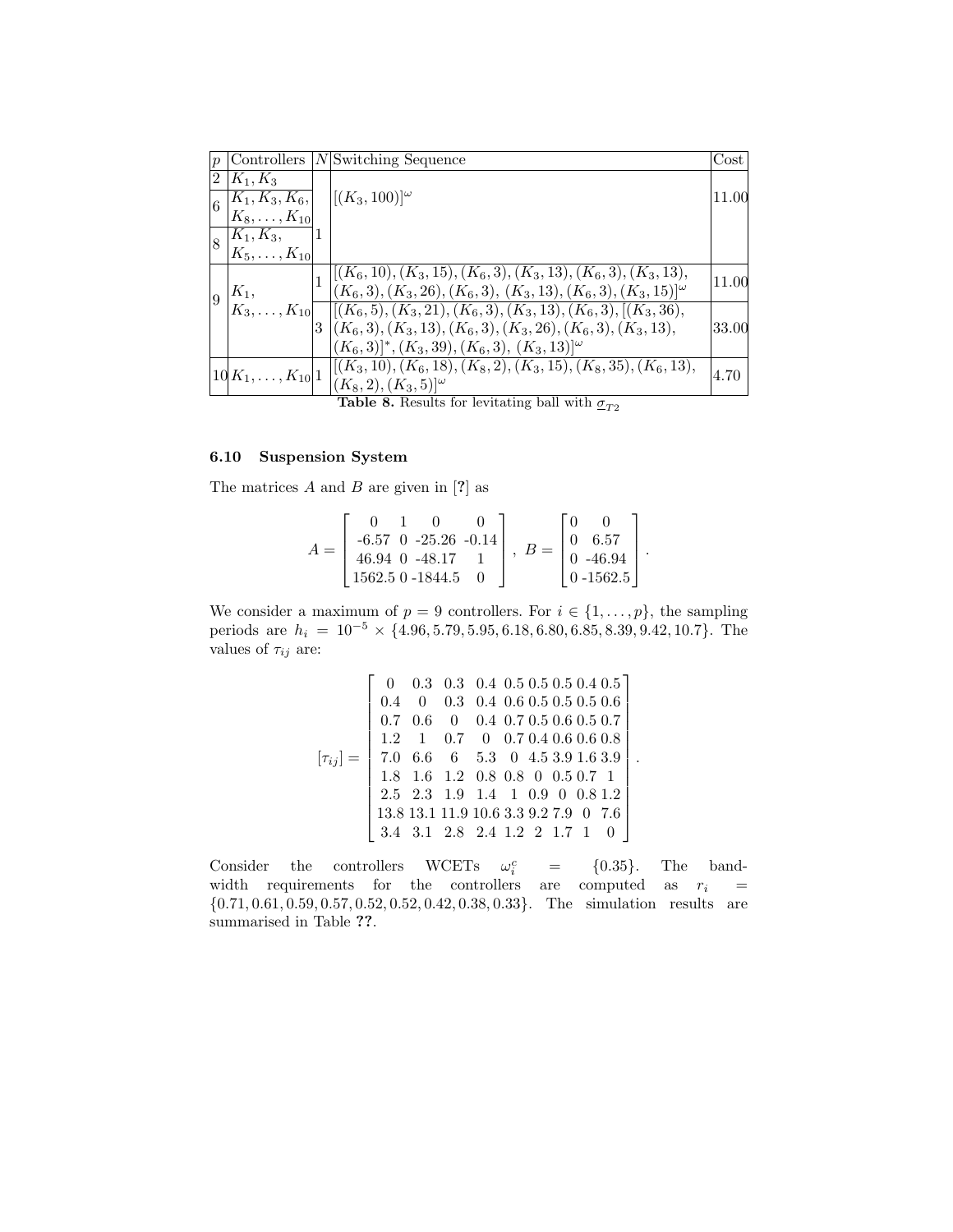| $p$ | Controllers | $N$ | Switching Sequence | Cost |
|---|---|---|---|---|
| 2 | $K_1, K_3$ | 1 | $[(K_3, 100)]^\omega$ | 11.00 |
| 6 | $K_1, K_3, K_6, K_8, \ldots, K_{10}$ | | | |
| 8 | $K_1, K_3, K_5, \ldots, K_{10}$ | | | |
| 9 | $K_1, K_3, \ldots, K_{10}$ | 1 | $[(K_6, 10), (K_3, 15), (K_6, 3), (K_3, 13), (K_6, 3), (K_3, 13), (K_6, 3), (K_3, 26), (K_6, 3), (K_3, 13), (K_6, 3), (K_3, 15)]^\omega$ | 11.00 |
| | | 3 | $[(K_6, 5), (K_3, 21), (K_6, 3), (K_3, 13), (K_6, 3), [(K_3, 36), (K_6, 3), (K_3, 13), (K_6, 3), (K_3, 26), (K_6, 3), (K_3, 13), (K_6, 3)]^*, (K_3, 39), (K_6, 3), (K_3, 13)]^\omega$ | 33.00 |
| 10 | $K_1, \ldots, K_{10}$ | 1 | $[(K_3, 10), (K_6, 18), (K_8, 2), (K_3, 15), (K_8, 35), (K_6, 13), (K_8, 2), (K_3, 5)]^\omega$ | 4.70 |

**Table 8.** Results for levitating ball with $\underline{\sigma}_{T2}$

### 6.10 Suspension System

The matrices $A$ and $B$ are given in [?] as

$$A = \begin{bmatrix} 0 & 1 & 0 & 0 \\ -6.57 & 0 & -25.26 & -0.14 \\ 46.94 & 0 & -48.17 & 1 \\ 1562.5 & 0 & -1844.5 & 0 \end{bmatrix}, \; B = \begin{bmatrix} 0 & 0 \\ 0 & 6.57 \\ 0 & -46.94 \\ 0 & -1562.5 \end{bmatrix}.$$

We consider a maximum of $p = 9$ controllers. For $i \in \{1, \ldots, p\}$, the sampling periods are $h_i = 10^{-5} \times \{4.96, 5.79, 5.95, 6.18, 6.80, 6.85, 8.39, 9.42, 10.7\}$. The values of $\tau_{ij}$ are:

$$[\tau_{ij}] = \begin{bmatrix} 0 & 0.3 & 0.3 & 0.4 & 0.5 & 0.5 & 0.5 & 0.4 & 0.5 \\ 0.4 & 0 & 0.3 & 0.4 & 0.6 & 0.5 & 0.5 & 0.5 & 0.6 \\ 0.7 & 0.6 & 0 & 0.4 & 0.7 & 0.5 & 0.6 & 0.5 & 0.7 \\ 1.2 & 1 & 0.7 & 0 & 0.7 & 0.4 & 0.6 & 0.6 & 0.8 \\ 7.0 & 6.6 & 6 & 5.3 & 0 & 4.5 & 3.9 & 1.6 & 3.9 \\ 1.8 & 1.6 & 1.2 & 0.8 & 0.8 & 0 & 0.5 & 0.7 & 1 \\ 2.5 & 2.3 & 1.9 & 1.4 & 1 & 0.9 & 0 & 0.8 & 1.2 \\ 13.8 & 13.1 & 11.9 & 10.6 & 3.3 & 9.2 & 7.9 & 0 & 7.6 \\ 3.4 & 3.1 & 2.8 & 2.4 & 1.2 & 2 & 1.7 & 1 & 0 \end{bmatrix}.$$

Consider the controllers WCETs $\omega_i^c = \{0.35\}$. The bandwidth requirements for the controllers are computed as $r_i = \{0.71, 0.61, 0.59, 0.57, 0.52, 0.52, 0.42, 0.38, 0.33\}$. The simulation results are summarised in Table ??.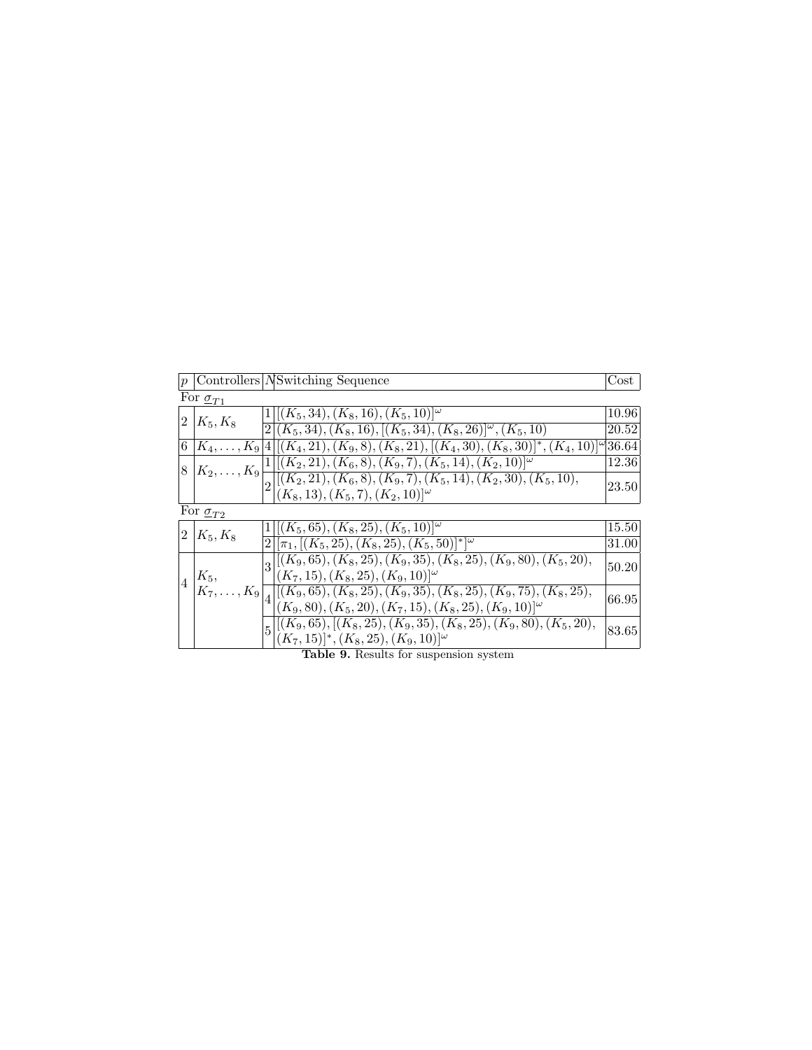| $p$ | Controllers | $N$ | Switching Sequence | Cost |
|---|---|---|---|---|
| For $\underline{\sigma}_{T1}$ | | | | |
| 2 | $K_5, K_8$ | 1 | $[(K_5, 34), (K_8, 16), (K_5, 10)]^\omega$ | 10.96 |
| | | 2 | $(K_5, 34), (K_8, 16), [(K_5, 34), (K_8, 26)]^\omega, (K_5, 10)$ | 20.52 |
| 6 | $K_4, \ldots, K_9$ | 4 | $[(K_4, 21), (K_9, 8), (K_8, 21), [(K_4, 30), (K_8, 30)]^*, (K_4, 10)]^\omega$ | 36.64 |
| 8 | $K_2, \ldots, K_9$ | 1 | $[(K_2, 21), (K_6, 8), (K_9, 7), (K_5, 14), (K_2, 10)]^\omega$ | 12.36 |
| | | 2 | $[(K_2, 21), (K_6, 8), (K_9, 7), (K_5, 14), (K_2, 30), (K_5, 10), (K_8, 13), (K_5, 7), (K_2, 10)]^\omega$ | 23.50 |
| For $\underline{\sigma}_{T2}$ | | | | |
| 2 | $K_5, K_8$ | 1 | $[(K_5, 65), (K_8, 25), (K_5, 10)]^\omega$ | 15.50 |
| | | 2 | $[\pi_1, [(K_5, 25), (K_8, 25), (K_5, 50)]^*]^\omega$ | 31.00 |
| 4 | $K_5, K_7, \ldots, K_9$ | 3 | $[(K_9, 65), (K_8, 25), (K_9, 35), (K_8, 25), (K_9, 80), (K_5, 20), (K_7, 15), (K_8, 25), (K_9, 10)]^\omega$ | 50.20 |
| | | 4 | $[(K_9, 65), (K_8, 25), (K_9, 35), (K_8, 25), (K_9, 75), (K_8, 25), (K_9, 80), (K_5, 20), (K_7, 15), (K_8, 25), (K_9, 10)]^\omega$ | 66.95 |
| | | 5 | $[(K_9, 65), [(K_8, 25), (K_9, 35), (K_8, 25), (K_9, 80), (K_5, 20), (K_7, 15)]^*, (K_8, 25), (K_9, 10)]^\omega$ | 83.65 |

**Table 9.** Results for suspension system